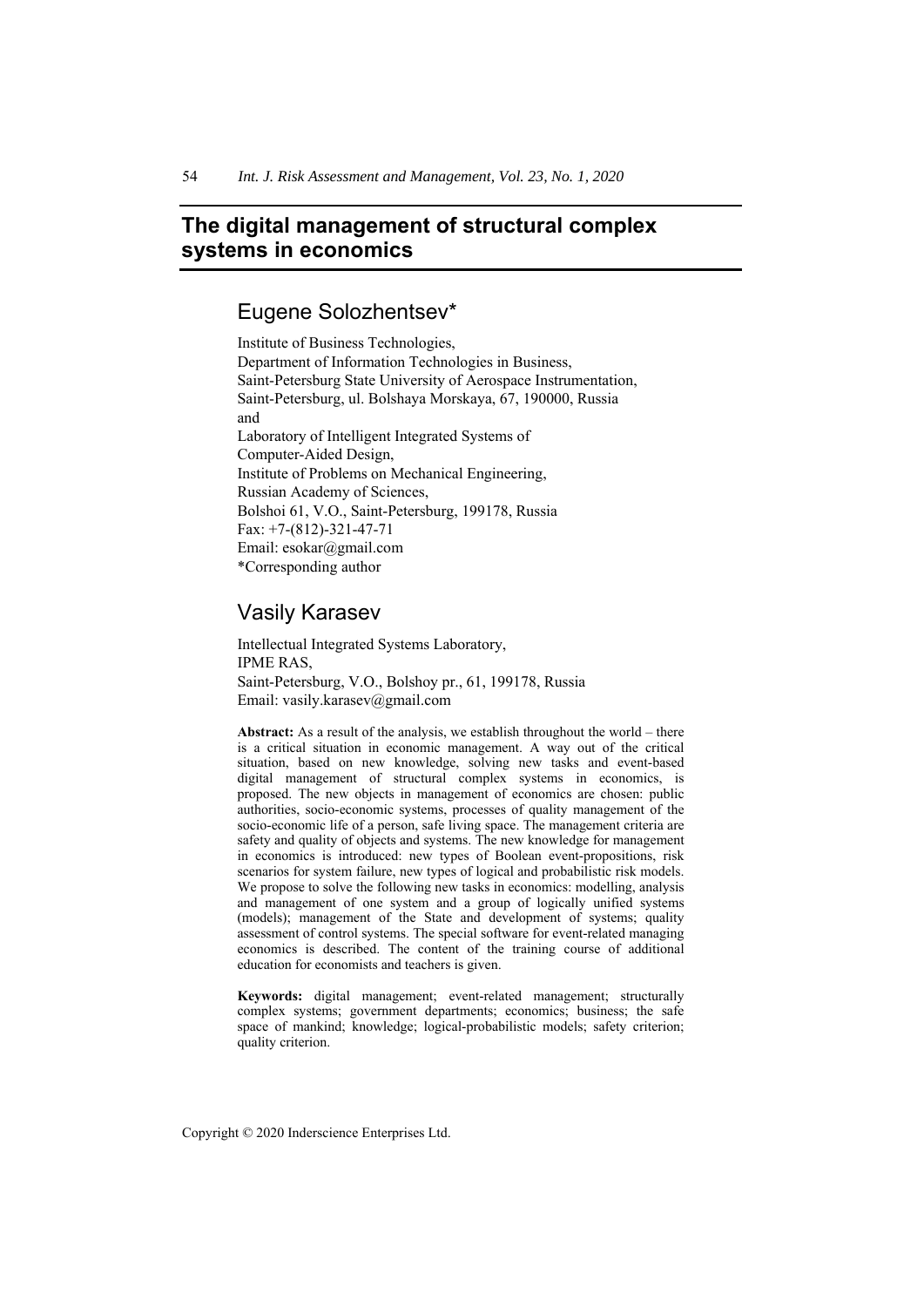# The digital management of structural complex systems in economics

## Eugene Solozhentsev*

Institute of Business Technologies,
Department of Information Technologies in Business,
Saint-Petersburg State University of Aerospace Instrumentation,
Saint-Petersburg, ul. Bolshaya Morskaya, 67, 190000, Russia
and
Laboratory of Intelligent Integrated Systems of
Computer-Aided Design,
Institute of Problems on Mechanical Engineering,
Russian Academy of Sciences,
Bolshoi 61, V.O., Saint-Petersburg, 199178, Russia
Fax: +7-(812)-321-47-71
Email: esokar@gmail.com
*Corresponding author

## Vasily Karasev

Intellectual Integrated Systems Laboratory,
IPME RAS,
Saint-Petersburg, V.O., Bolshoy pr., 61, 199178, Russia
Email: vasily.karasev@gmail.com

**Abstract:** As a result of the analysis, we establish throughout the world – there is a critical situation in economic management. A way out of the critical situation, based on new knowledge, solving new tasks and event-based digital management of structural complex systems in economics, is proposed. The new objects in management of economics are chosen: public authorities, socio-economic systems, processes of quality management of the socio-economic life of a person, safe living space. The management criteria are safety and quality of objects and systems. The new knowledge for management in economics is introduced: new types of Boolean event-propositions, risk scenarios for system failure, new types of logical and probabilistic risk models. We propose to solve the following new tasks in economics: modelling, analysis and management of one system and a group of logically unified systems (models); management of the State and development of systems; quality assessment of control systems. The special software for event-related managing economics is described. The content of the training course of additional education for economists and teachers is given.

**Keywords:** digital management; event-related management; structurally complex systems; government departments; economics; business; the safe space of mankind; knowledge; logical-probabilistic models; safety criterion; quality criterion.

Copyright © 2020 Inderscience Enterprises Ltd.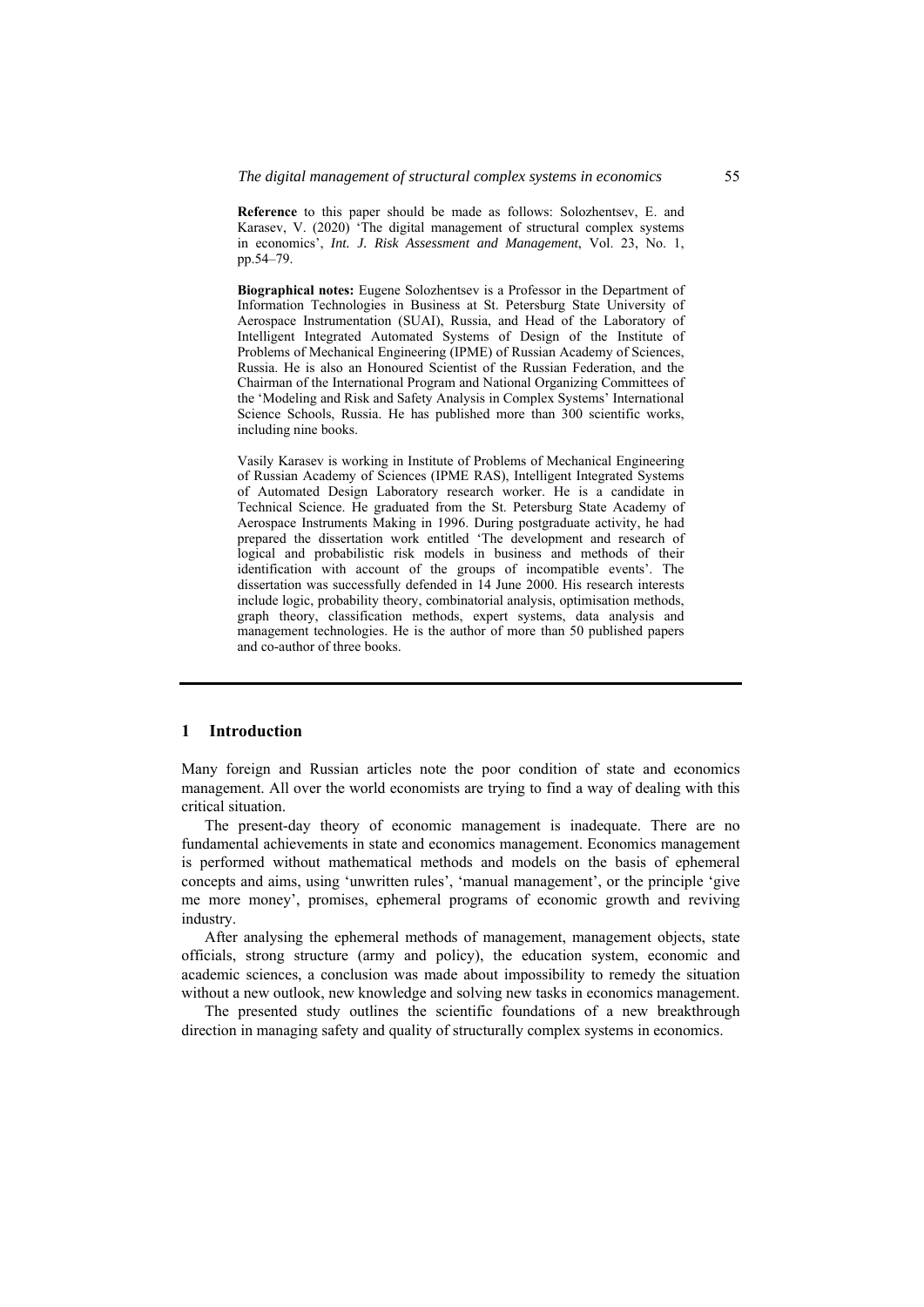**Reference** to this paper should be made as follows: Solozhentsev, E. and Karasev, V. (2020) 'The digital management of structural complex systems in economics', *Int. J. Risk Assessment and Management*, Vol. 23, No. 1, pp.54–79.

**Biographical notes:** Eugene Solozhentsev is a Professor in the Department of Information Technologies in Business at St. Petersburg State University of Aerospace Instrumentation (SUAI), Russia, and Head of the Laboratory of Intelligent Integrated Automated Systems of Design of the Institute of Problems of Mechanical Engineering (IPME) of Russian Academy of Sciences, Russia. He is also an Honoured Scientist of the Russian Federation, and the Chairman of the International Program and National Organizing Committees of the 'Modeling and Risk and Safety Analysis in Complex Systems' International Science Schools, Russia. He has published more than 300 scientific works, including nine books.

Vasily Karasev is working in Institute of Problems of Mechanical Engineering of Russian Academy of Sciences (IPME RAS), Intelligent Integrated Systems of Automated Design Laboratory research worker. He is a candidate in Technical Science. He graduated from the St. Petersburg State Academy of Aerospace Instruments Making in 1996. During postgraduate activity, he had prepared the dissertation work entitled 'The development and research of logical and probabilistic risk models in business and methods of their identification with account of the groups of incompatible events'. The dissertation was successfully defended in 14 June 2000. His research interests include logic, probability theory, combinatorial analysis, optimisation methods, graph theory, classification methods, expert systems, data analysis and management technologies. He is the author of more than 50 published papers and co-author of three books.

## 1 Introduction

Many foreign and Russian articles note the poor condition of state and economics management. All over the world economists are trying to find a way of dealing with this critical situation.

The present-day theory of economic management is inadequate. There are no fundamental achievements in state and economics management. Economics management is performed without mathematical methods and models on the basis of ephemeral concepts and aims, using 'unwritten rules', 'manual management', or the principle 'give me more money', promises, ephemeral programs of economic growth and reviving industry.

After analysing the ephemeral methods of management, management objects, state officials, strong structure (army and policy), the education system, economic and academic sciences, a conclusion was made about impossibility to remedy the situation without a new outlook, new knowledge and solving new tasks in economics management.

The presented study outlines the scientific foundations of a new breakthrough direction in managing safety and quality of structurally complex systems in economics.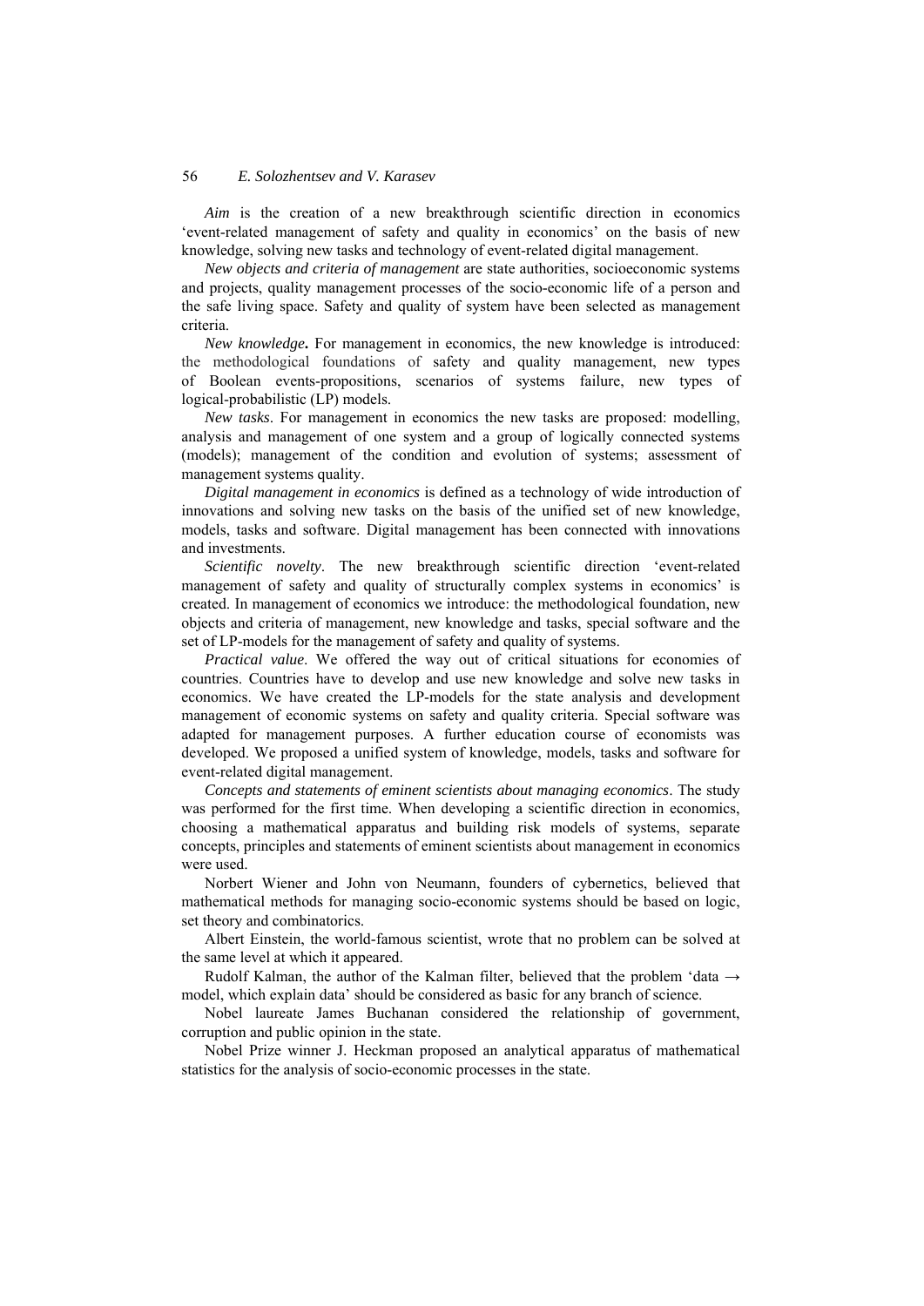*Aim* is the creation of a new breakthrough scientific direction in economics 'event-related management of safety and quality in economics' on the basis of new knowledge, solving new tasks and technology of event-related digital management.

*New objects and criteria of management* are state authorities, socioeconomic systems and projects, quality management processes of the socio-economic life of a person and the safe living space. Safety and quality of system have been selected as management criteria.

*New knowledge***.** For management in economics, the new knowledge is introduced: the methodological foundations of safety and quality management, new types of Boolean events-propositions, scenarios of systems failure, new types of logical-probabilistic (LP) models.

*New tasks*. For management in economics the new tasks are proposed: modelling, analysis and management of one system and a group of logically connected systems (models); management of the condition and evolution of systems; assessment of management systems quality.

*Digital management in economics* is defined as a technology of wide introduction of innovations and solving new tasks on the basis of the unified set of new knowledge, models, tasks and software. Digital management has been connected with innovations and investments.

*Scientific novelty*. The new breakthrough scientific direction 'event-related management of safety and quality of structurally complex systems in economics' is created. In management of economics we introduce: the methodological foundation, new objects and criteria of management, new knowledge and tasks, special software and the set of LP-models for the management of safety and quality of systems.

*Practical value*. We offered the way out of critical situations for economies of countries. Countries have to develop and use new knowledge and solve new tasks in economics. We have created the LP-models for the state analysis and development management of economic systems on safety and quality criteria. Special software was adapted for management purposes. A further education course of economists was developed. We proposed a unified system of knowledge, models, tasks and software for event-related digital management.

*Concepts and statements of eminent scientists about managing economics*. The study was performed for the first time. When developing a scientific direction in economics, choosing a mathematical apparatus and building risk models of systems, separate concepts, principles and statements of eminent scientists about management in economics were used.

Norbert Wiener and John von Neumann, founders of cybernetics, believed that mathematical methods for managing socio-economic systems should be based on logic, set theory and combinatorics.

Albert Einstein, the world-famous scientist, wrote that no problem can be solved at the same level at which it appeared.

Rudolf Kalman, the author of the Kalman filter, believed that the problem 'data → model, which explain data' should be considered as basic for any branch of science.

Nobel laureate James Buchanan considered the relationship of government, corruption and public opinion in the state.

Nobel Prize winner J. Heckman proposed an analytical apparatus of mathematical statistics for the analysis of socio-economic processes in the state.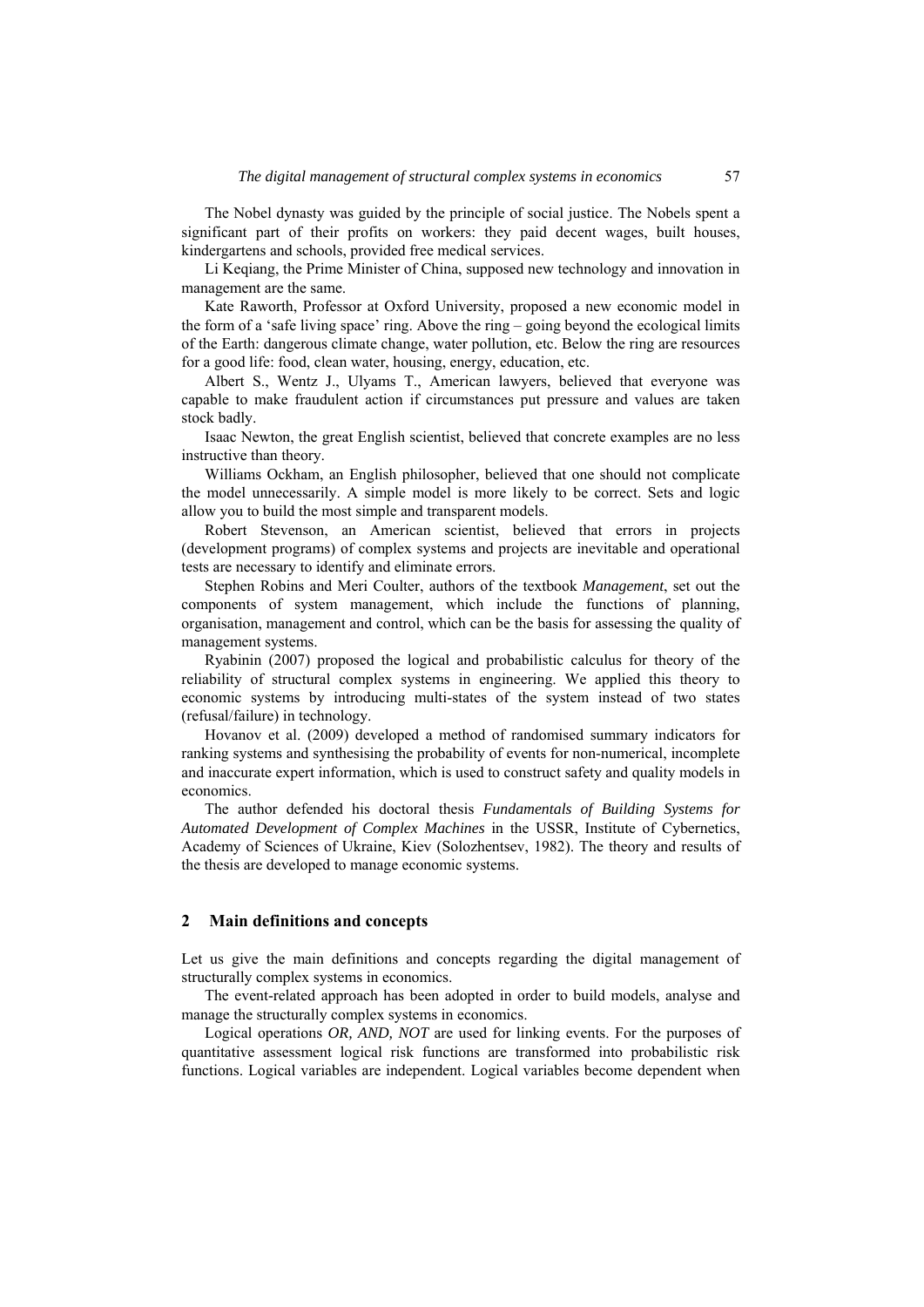The Nobel dynasty was guided by the principle of social justice. The Nobels spent a significant part of their profits on workers: they paid decent wages, built houses, kindergartens and schools, provided free medical services.

Li Keqiang, the Prime Minister of China, supposed new technology and innovation in management are the same.

Kate Raworth, Professor at Oxford University, proposed a new economic model in the form of a 'safe living space' ring. Above the ring – going beyond the ecological limits of the Earth: dangerous climate change, water pollution, etc. Below the ring are resources for a good life: food, clean water, housing, energy, education, etc.

Albert S., Wentz J., Ulyams T., American lawyers, believed that everyone was capable to make fraudulent action if circumstances put pressure and values are taken stock badly.

Isaac Newton, the great English scientist, believed that concrete examples are no less instructive than theory.

Williams Ockham, an English philosopher, believed that one should not complicate the model unnecessarily. A simple model is more likely to be correct. Sets and logic allow you to build the most simple and transparent models.

Robert Stevenson, an American scientist, believed that errors in projects (development programs) of complex systems and projects are inevitable and operational tests are necessary to identify and eliminate errors.

Stephen Robins and Meri Coulter, authors of the textbook *Management*, set out the components of system management, which include the functions of planning, organisation, management and control, which can be the basis for assessing the quality of management systems.

Ryabinin (2007) proposed the logical and probabilistic calculus for theory of the reliability of structural complex systems in engineering. We applied this theory to economic systems by introducing multi-states of the system instead of two states (refusal/failure) in technology.

Hovanov et al. (2009) developed a method of randomised summary indicators for ranking systems and synthesising the probability of events for non-numerical, incomplete and inaccurate expert information, which is used to construct safety and quality models in economics.

The author defended his doctoral thesis *Fundamentals of Building Systems for Automated Development of Complex Machines* in the USSR, Institute of Cybernetics, Academy of Sciences of Ukraine, Kiev (Solozhentsev, 1982). The theory and results of the thesis are developed to manage economic systems.

## 2 Main definitions and concepts

Let us give the main definitions and concepts regarding the digital management of structurally complex systems in economics.

The event-related approach has been adopted in order to build models, analyse and manage the structurally complex systems in economics.

Logical operations *OR, AND, NOT* are used for linking events. For the purposes of quantitative assessment logical risk functions are transformed into probabilistic risk functions. Logical variables are independent. Logical variables become dependent when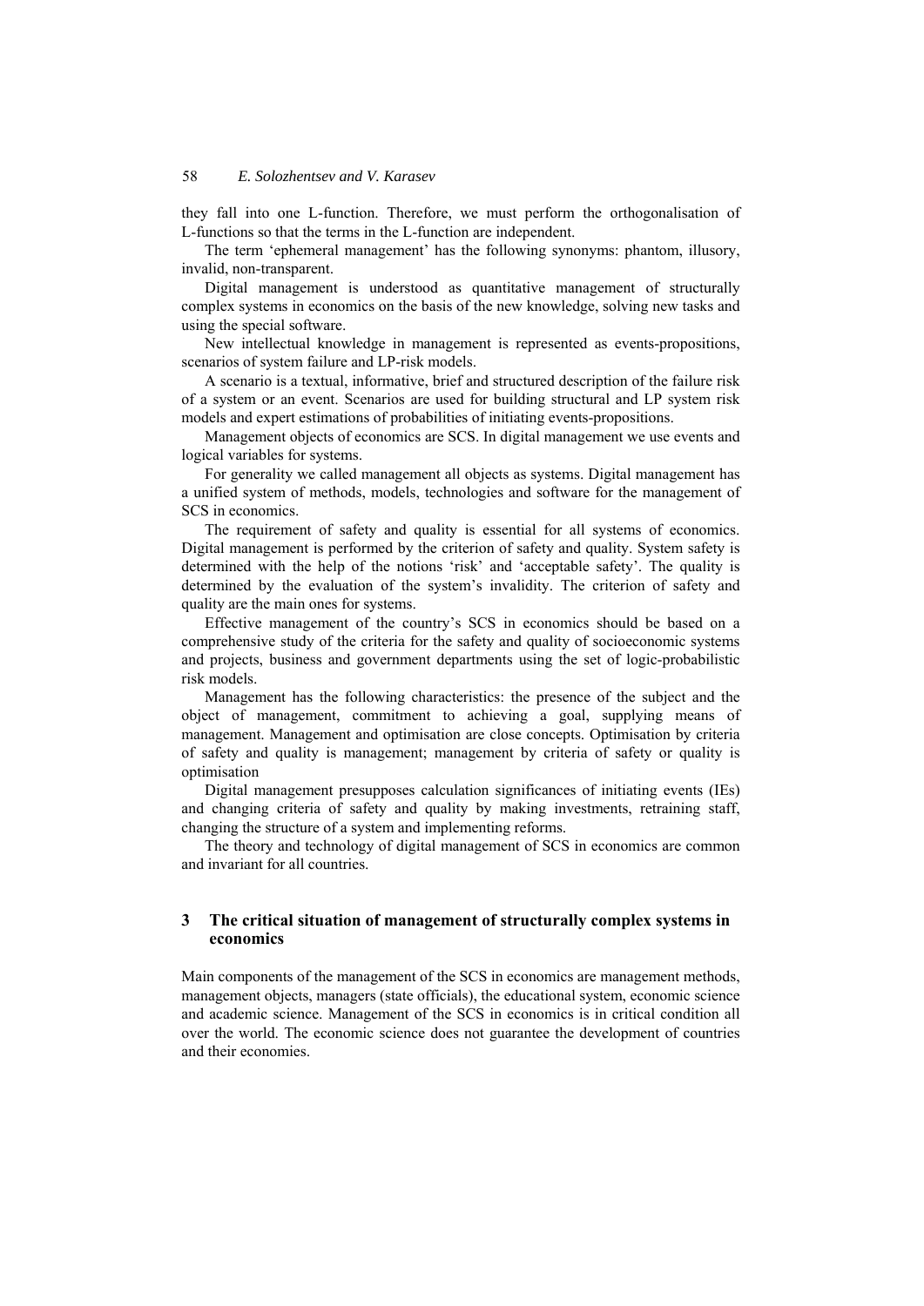they fall into one L-function. Therefore, we must perform the orthogonalisation of L-functions so that the terms in the L-function are independent.

The term 'ephemeral management' has the following synonyms: phantom, illusory, invalid, non-transparent.

Digital management is understood as quantitative management of structurally complex systems in economics on the basis of the new knowledge, solving new tasks and using the special software.

New intellectual knowledge in management is represented as events-propositions, scenarios of system failure and LP-risk models.

A scenario is a textual, informative, brief and structured description of the failure risk of a system or an event. Scenarios are used for building structural and LP system risk models and expert estimations of probabilities of initiating events-propositions.

Management objects of economics are SCS. In digital management we use events and logical variables for systems.

For generality we called management all objects as systems. Digital management has a unified system of methods, models, technologies and software for the management of SCS in economics.

The requirement of safety and quality is essential for all systems of economics. Digital management is performed by the criterion of safety and quality. System safety is determined with the help of the notions 'risk' and 'acceptable safety'. The quality is determined by the evaluation of the system's invalidity. The criterion of safety and quality are the main ones for systems.

Effective management of the country's SCS in economics should be based on a comprehensive study of the criteria for the safety and quality of socioeconomic systems and projects, business and government departments using the set of logic-probabilistic risk models.

Management has the following characteristics: the presence of the subject and the object of management, commitment to achieving a goal, supplying means of management. Management and optimisation are close concepts. Optimisation by criteria of safety and quality is management; management by criteria of safety or quality is optimisation

Digital management presupposes calculation significances of initiating events (IEs) and changing criteria of safety and quality by making investments, retraining staff, changing the structure of a system and implementing reforms.

The theory and technology of digital management of SCS in economics are common and invariant for all countries.

## 3 The critical situation of management of structurally complex systems in economics

Main components of the management of the SCS in economics are management methods, management objects, managers (state officials), the educational system, economic science and academic science. Management of the SCS in economics is in critical condition all over the world. The economic science does not guarantee the development of countries and their economies.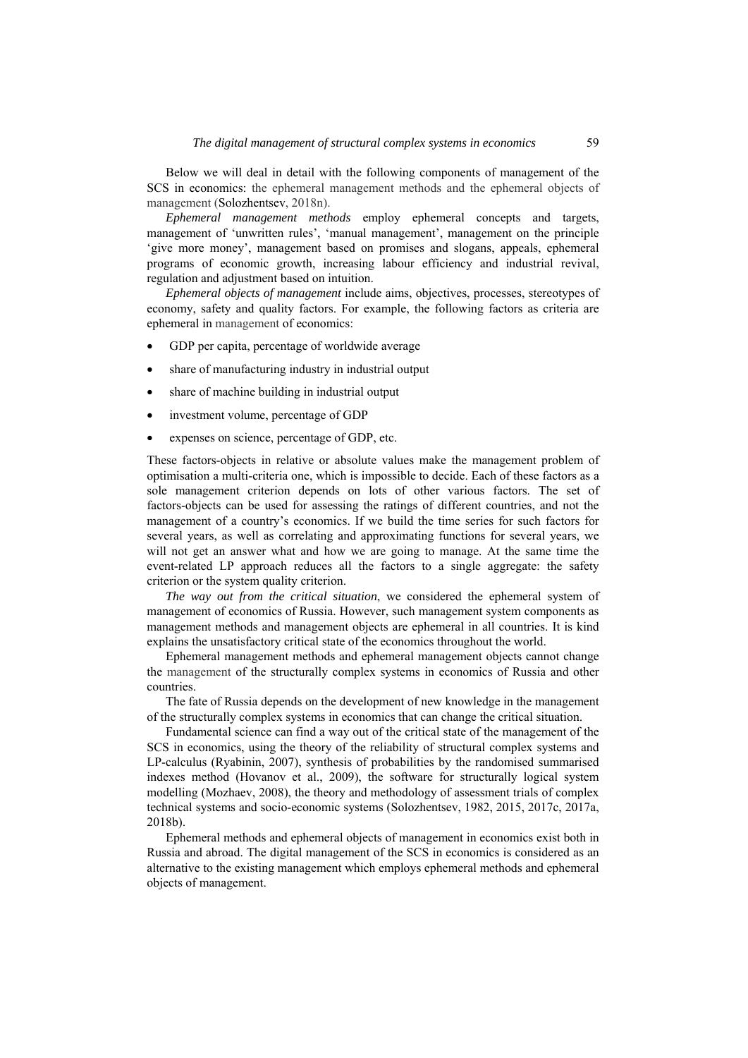Below we will deal in detail with the following components of management of the SCS in economics: the ephemeral management methods and the ephemeral objects of management (Solozhentsev, 2018n).

*Ephemeral management methods* employ ephemeral concepts and targets, management of 'unwritten rules', 'manual management', management on the principle 'give more money', management based on promises and slogans, appeals, ephemeral programs of economic growth, increasing labour efficiency and industrial revival, regulation and adjustment based on intuition.

*Ephemeral objects of management* include aims, objectives, processes, stereotypes of economy, safety and quality factors. For example, the following factors as criteria are ephemeral in management of economics:

- GDP per capita, percentage of worldwide average
- share of manufacturing industry in industrial output
- share of machine building in industrial output
- investment volume, percentage of GDP
- expenses on science, percentage of GDP, etc.

These factors-objects in relative or absolute values make the management problem of optimisation a multi-criteria one, which is impossible to decide. Each of these factors as a sole management criterion depends on lots of other various factors. The set of factors-objects can be used for assessing the ratings of different countries, and not the management of a country's economics. If we build the time series for such factors for several years, as well as correlating and approximating functions for several years, we will not get an answer what and how we are going to manage. At the same time the event-related LP approach reduces all the factors to a single aggregate: the safety criterion or the system quality criterion.

*The way out from the critical situation*, we considered the ephemeral system of management of economics of Russia. However, such management system components as management methods and management objects are ephemeral in all countries. It is kind explains the unsatisfactory critical state of the economics throughout the world.

Ephemeral management methods and ephemeral management objects cannot change the management of the structurally complex systems in economics of Russia and other countries.

The fate of Russia depends on the development of new knowledge in the management of the structurally complex systems in economics that can change the critical situation.

Fundamental science can find a way out of the critical state of the management of the SCS in economics, using the theory of the reliability of structural complex systems and LP-calculus (Ryabinin, 2007), synthesis of probabilities by the randomised summarised indexes method (Hovanov et al., 2009), the software for structurally logical system modelling (Mozhaev, 2008), the theory and methodology of assessment trials of complex technical systems and socio-economic systems (Solozhentsev, 1982, 2015, 2017c, 2017a, 2018b).

Ephemeral methods and ephemeral objects of management in economics exist both in Russia and abroad. The digital management of the SCS in economics is considered as an alternative to the existing management which employs ephemeral methods and ephemeral objects of management.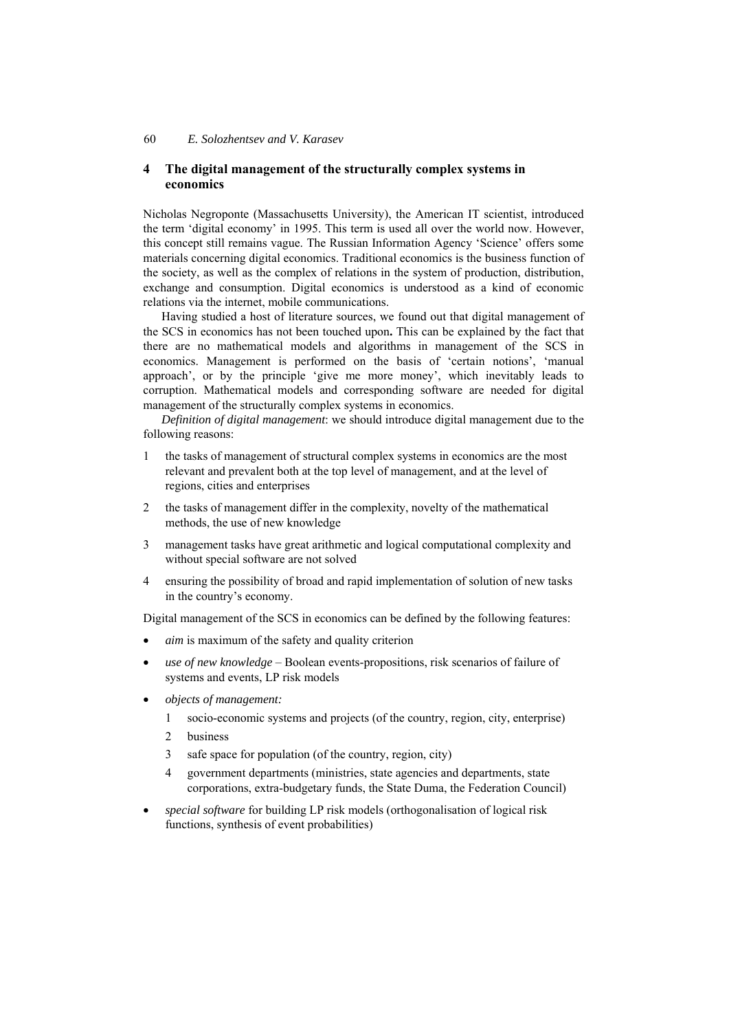## 4 The digital management of the structurally complex systems in economics

Nicholas Negroponte (Massachusetts University), the American IT scientist, introduced the term 'digital economy' in 1995. This term is used all over the world now. However, this concept still remains vague. The Russian Information Agency 'Science' offers some materials concerning digital economics. Traditional economics is the business function of the society, as well as the complex of relations in the system of production, distribution, exchange and consumption. Digital economics is understood as a kind of economic relations via the internet, mobile communications.

Having studied a host of literature sources, we found out that digital management of the SCS in economics has not been touched upon**.** This can be explained by the fact that there are no mathematical models and algorithms in management of the SCS in economics. Management is performed on the basis of 'certain notions', 'manual approach', or by the principle 'give me more money', which inevitably leads to corruption. Mathematical models and corresponding software are needed for digital management of the structurally complex systems in economics.

*Definition of digital management*: we should introduce digital management due to the following reasons:

1. the tasks of management of structural complex systems in economics are the most relevant and prevalent both at the top level of management, and at the level of regions, cities and enterprises
2. the tasks of management differ in the complexity, novelty of the mathematical methods, the use of new knowledge
3. management tasks have great arithmetic and logical computational complexity and without special software are not solved
4. ensuring the possibility of broad and rapid implementation of solution of new tasks in the country's economy.

Digital management of the SCS in economics can be defined by the following features:

- *aim* is maximum of the safety and quality criterion
- *use of new knowledge* – Boolean events-propositions, risk scenarios of failure of systems and events, LP risk models
- *objects of management:*
  1. socio-economic systems and projects (of the country, region, city, enterprise)
  2. business
  3. safe space for population (of the country, region, city)
  4. government departments (ministries, state agencies and departments, state corporations, extra-budgetary funds, the State Duma, the Federation Council)
- *special software* for building LP risk models (orthogonalisation of logical risk functions, synthesis of event probabilities)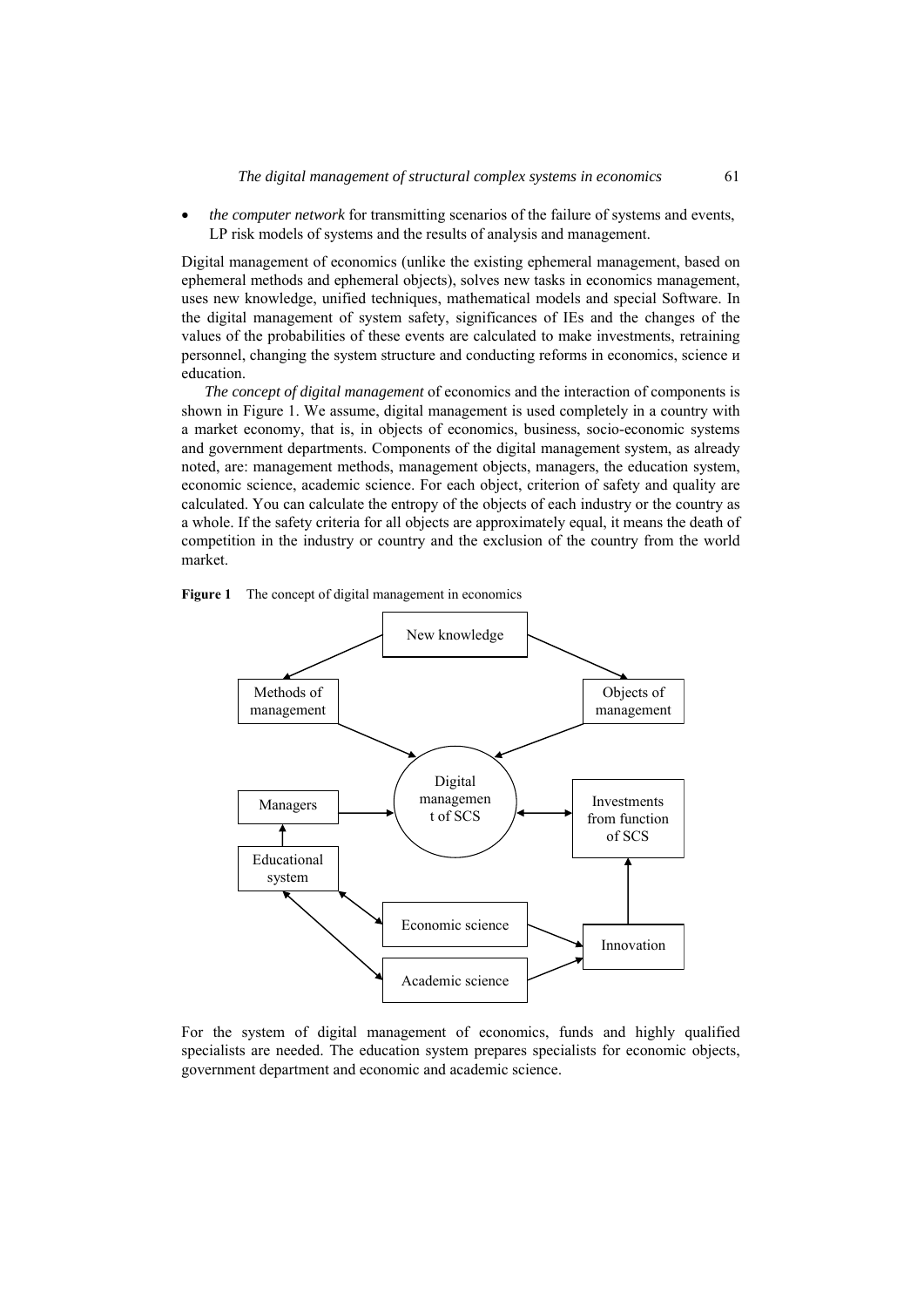- *the computer network* for transmitting scenarios of the failure of systems and events, LP risk models of systems and the results of analysis and management.

Digital management of economics (unlike the existing ephemeral management, based on ephemeral methods and ephemeral objects), solves new tasks in economics management, uses new knowledge, unified techniques, mathematical models and special Software. In the digital management of system safety, significances of IEs and the changes of the values of the probabilities of these events are calculated to make investments, retraining personnel, changing the system structure and conducting reforms in economics, science и education.

*The concept of digital management* of economics and the interaction of components is shown in Figure 1. We assume, digital management is used completely in a country with a market economy, that is, in objects of economics, business, socio-economic systems and government departments. Components of the digital management system, as already noted, are: management methods, management objects, managers, the education system, economic science, academic science. For each object, criterion of safety and quality are calculated. You can calculate the entropy of the objects of each industry or the country as a whole. If the safety criteria for all objects are approximately equal, it means the death of competition in the industry or country and the exclusion of the country from the world market.

**Figure 1** The concept of digital management in economics

New knowledge → Methods of management; New knowledge → Objects of management; Methods of management → Digital management of SCS; Objects of management → Digital management of SCS; Managers → Digital management of SCS; Digital management of SCS ↔ Investments from function of SCS; Educational system → Managers; Educational system ↔ Economic science; Educational system ↔ Academic science; Economic science → Innovation; Academic science → Innovation; Innovation → Investments from function of SCS

For the system of digital management of economics, funds and highly qualified specialists are needed. The education system prepares specialists for economic objects, government department and economic and academic science.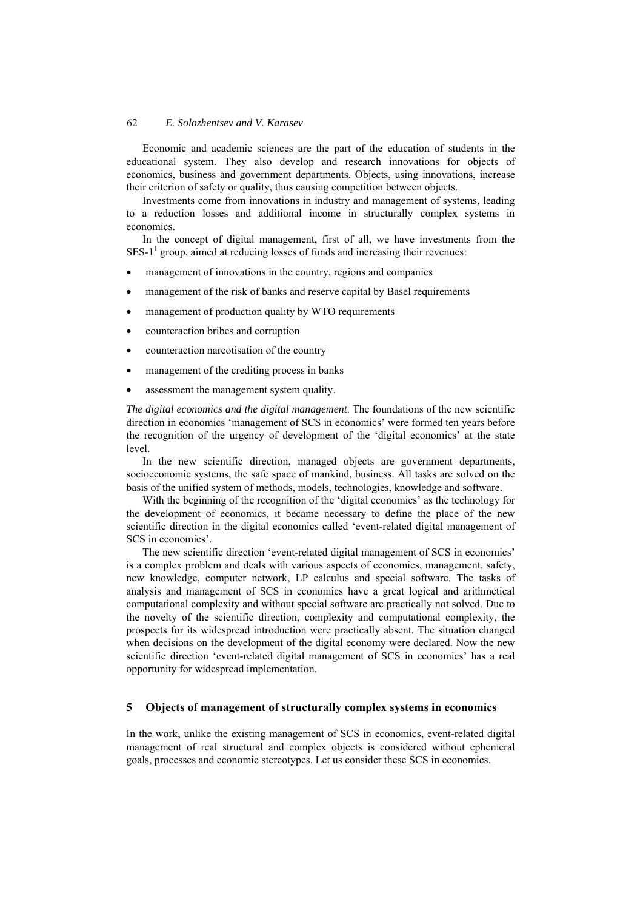Economic and academic sciences are the part of the education of students in the educational system. They also develop and research innovations for objects of economics, business and government departments. Objects, using innovations, increase their criterion of safety or quality, thus causing competition between objects.

Investments come from innovations in industry and management of systems, leading to a reduction losses and additional income in structurally complex systems in economics.

In the concept of digital management, first of all, we have investments from the SES-1[1] group, aimed at reducing losses of funds and increasing their revenues:

- management of innovations in the country, regions and companies
- management of the risk of banks and reserve capital by Basel requirements
- management of production quality by WTO requirements
- counteraction bribes and corruption
- counteraction narcotisation of the country
- management of the crediting process in banks
- assessment the management system quality.

*The digital economics and the digital management*. The foundations of the new scientific direction in economics 'management of SCS in economics' were formed ten years before the recognition of the urgency of development of the 'digital economics' at the state level.

In the new scientific direction, managed objects are government departments, socioeconomic systems, the safe space of mankind, business. All tasks are solved on the basis of the unified system of methods, models, technologies, knowledge and software.

With the beginning of the recognition of the 'digital economics' as the technology for the development of economics, it became necessary to define the place of the new scientific direction in the digital economics called 'event-related digital management of SCS in economics'.

The new scientific direction 'event-related digital management of SCS in economics' is a complex problem and deals with various aspects of economics, management, safety, new knowledge, computer network, LP calculus and special software. The tasks of analysis and management of SCS in economics have a great logical and arithmetical computational complexity and without special software are practically not solved. Due to the novelty of the scientific direction, complexity and computational complexity, the prospects for its widespread introduction were practically absent. The situation changed when decisions on the development of the digital economy were declared. Now the new scientific direction 'event-related digital management of SCS in economics' has a real opportunity for widespread implementation.

## 5 Objects of management of structurally complex systems in economics

In the work, unlike the existing management of SCS in economics, event-related digital management of real structural and complex objects is considered without ephemeral goals, processes and economic stereotypes. Let us consider these SCS in economics.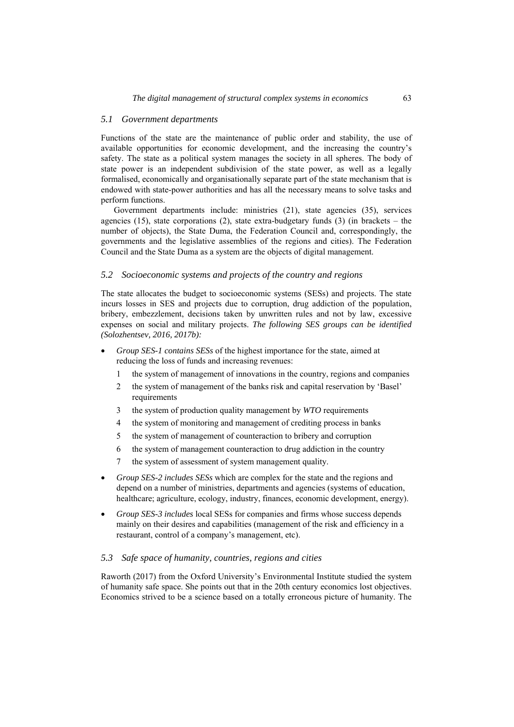### *5.1 Government departments*

Functions of the state are the maintenance of public order and stability, the use of available opportunities for economic development, and the increasing the country's safety. The state as a political system manages the society in all spheres. The body of state power is an independent subdivision of the state power, as well as a legally formalised, economically and organisationally separate part of the state mechanism that is endowed with state-power authorities and has all the necessary means to solve tasks and perform functions.

Government departments include: ministries (21), state agencies (35), services agencies (15), state corporations (2), state extra-budgetary funds (3) (in brackets – the number of objects), the State Duma, the Federation Council and, correspondingly, the governments and the legislative assemblies of the regions and cities). The Federation Council and the State Duma as a system are the objects of digital management.

### *5.2 Socioeconomic systems and projects of the country and regions*

The state allocates the budget to socioeconomic systems (SESs) and projects. The state incurs losses in SES and projects due to corruption, drug addiction of the population, bribery, embezzlement, decisions taken by unwritten rules and not by law, excessive expenses on social and military projects. *The following SES groups can be identified (Solozhentsev, 2016, 2017b):*

- *Group SES-1 contains SESs* of the highest importance for the state, aimed at reducing the loss of funds and increasing revenues:
  1. the system of management of innovations in the country, regions and companies
  2. the system of management of the banks risk and capital reservation by 'Basel' requirements
  3. the system of production quality management by *WTO* requirements
  4. the system of monitoring and management of crediting process in banks
  5. the system of management of counteraction to bribery and corruption
  6. the system of management counteraction to drug addiction in the country
  7. the system of assessment of system management quality.
- *Group SES-2 includes SESs* which are complex for the state and the regions and depend on a number of ministries, departments and agencies (systems of education, healthcare; agriculture, ecology, industry, finances, economic development, energy).
- *Group SES-3 includes* local SESs for companies and firms whose success depends mainly on their desires and capabilities (management of the risk and efficiency in a restaurant, control of a company's management, etc).

### *5.3 Safe space of humanity, countries, regions and cities*

Raworth (2017) from the Oxford University's Environmental Institute studied the system of humanity safe space. She points out that in the 20th century economics lost objectives. Economics strived to be a science based on a totally erroneous picture of humanity. The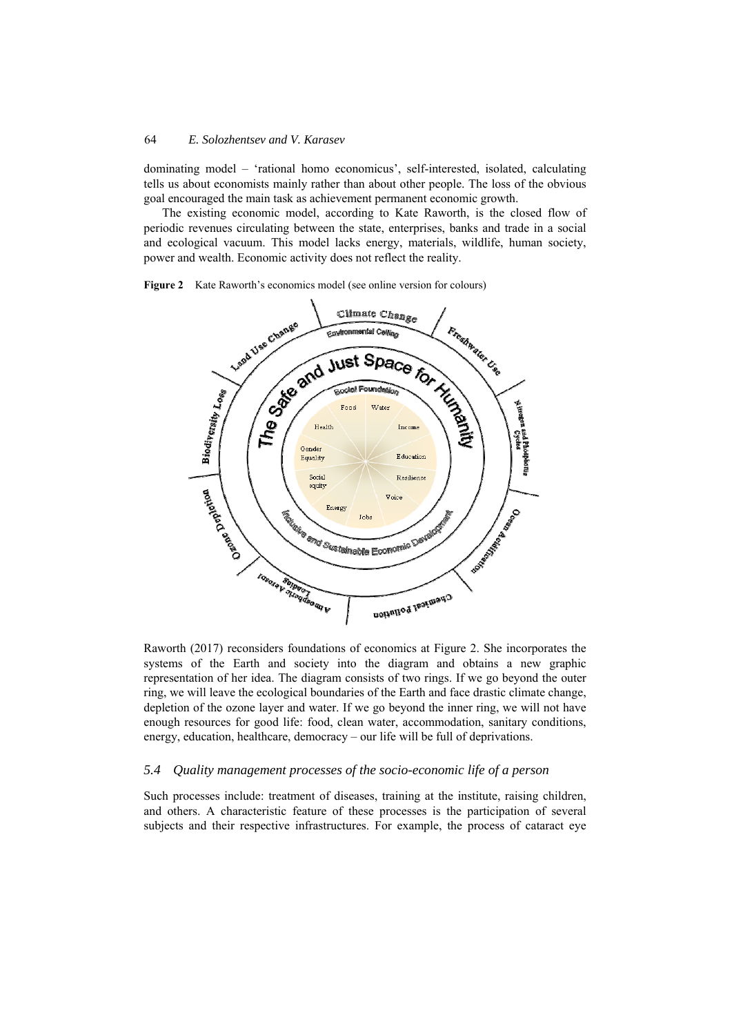dominating model – 'rational homo economicus', self-interested, isolated, calculating tells us about economists mainly rather than about other people. The loss of the obvious goal encouraged the main task as achievement permanent economic growth.

The existing economic model, according to Kate Raworth, is the closed flow of periodic revenues circulating between the state, enterprises, banks and trade in a social and ecological vacuum. This model lacks energy, materials, wildlife, human society, power and wealth. Economic activity does not reflect the reality.

**Figure 2** Kate Raworth's economics model (see online version for colours)

Raworth (2017) reconsiders foundations of economics at Figure 2. She incorporates the systems of the Earth and society into the diagram and obtains a new graphic representation of her idea. The diagram consists of two rings. If we go beyond the outer ring, we will leave the ecological boundaries of the Earth and face drastic climate change, depletion of the ozone layer and water. If we go beyond the inner ring, we will not have enough resources for good life: food, clean water, accommodation, sanitary conditions, energy, education, healthcare, democracy – our life will be full of deprivations.

### *5.4 Quality management processes of the socio-economic life of a person*

Such processes include: treatment of diseases, training at the institute, raising children, and others. A characteristic feature of these processes is the participation of several subjects and their respective infrastructures. For example, the process of cataract eye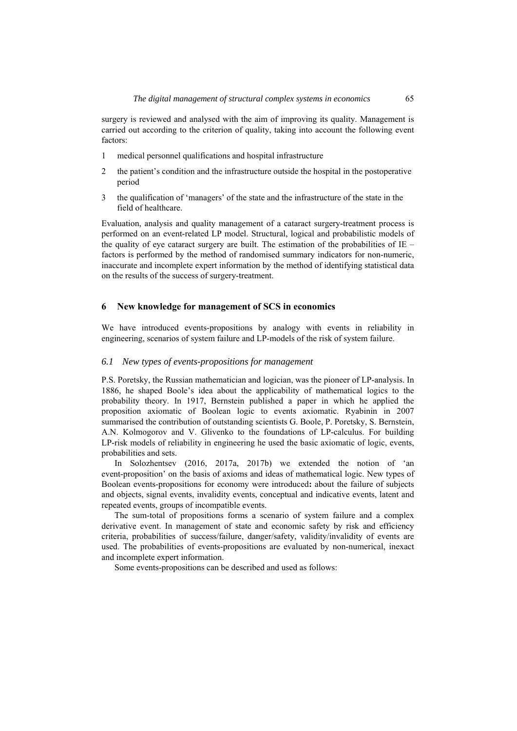surgery is reviewed and analysed with the aim of improving its quality. Management is carried out according to the criterion of quality, taking into account the following event factors:

1. medical personnel qualifications and hospital infrastructure
2. the patient's condition and the infrastructure outside the hospital in the postoperative period
3. the qualification of 'managers' of the state and the infrastructure of the state in the field of healthcare.

Evaluation, analysis and quality management of a cataract surgery-treatment process is performed on an event-related LP model. Structural, logical and probabilistic models of the quality of eye cataract surgery are built. The estimation of the probabilities of IE – factors is performed by the method of randomised summary indicators for non-numeric, inaccurate and incomplete expert information by the method of identifying statistical data on the results of the success of surgery-treatment.

## 6 New knowledge for management of SCS in economics

We have introduced events-propositions by analogy with events in reliability in engineering, scenarios of system failure and LP-models of the risk of system failure.

### *6.1 New types of events-propositions for management*

P.S. Poretsky, the Russian mathematician and logician, was the pioneer of LP-analysis. In 1886, he shaped Boole's idea about the applicability of mathematical logics to the probability theory. In 1917, Bernstein published a paper in which he applied the proposition axiomatic of Boolean logic to events axiomatic. Ryabinin in 2007 summarised the contribution of outstanding scientists G. Boole, P. Poretsky, S. Bernstein, A.N. Kolmogorov and V. Glivenko to the foundations of LP-calculus. For building LP-risk models of reliability in engineering he used the basic axiomatic of logic, events, probabilities and sets.

In Solozhentsev (2016, 2017a, 2017b) we extended the notion of 'an event-proposition' on the basis of axioms and ideas of mathematical logic. New types of Boolean events-propositions for economy were introduced**:** about the failure of subjects and objects, signal events, invalidity events, conceptual and indicative events, latent and repeated events, groups of incompatible events.

The sum-total of propositions forms a scenario of system failure and a complex derivative event. In management of state and economic safety by risk and efficiency criteria, probabilities of success/failure, danger/safety, validity/invalidity of events are used. The probabilities of events-propositions are evaluated by non-numerical, inexact and incomplete expert information.

Some events-propositions can be described and used as follows: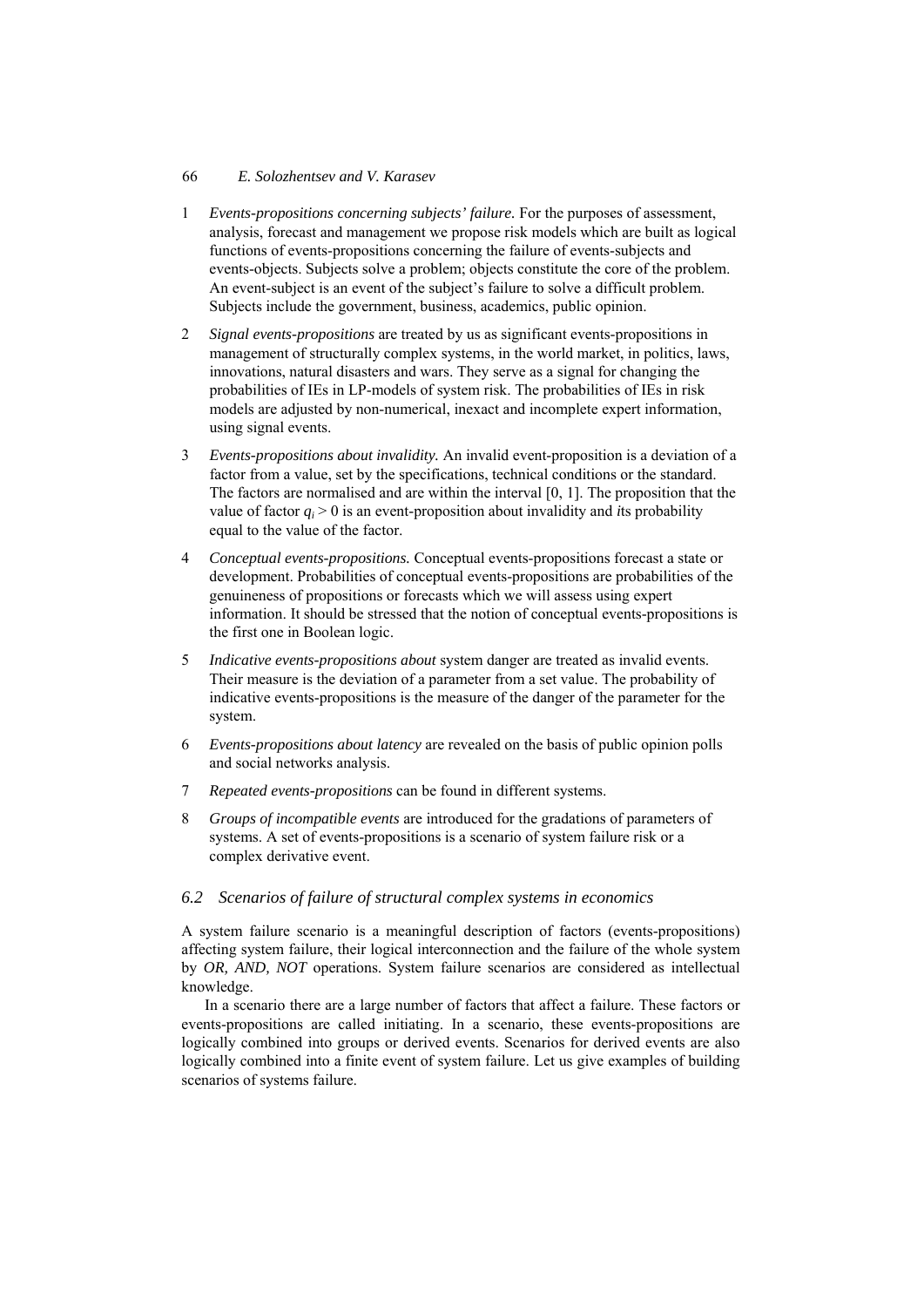1. *Events-propositions concerning subjects' failure.* For the purposes of assessment, analysis, forecast and management we propose risk models which are built as logical functions of events-propositions concerning the failure of events-subjects and events-objects. Subjects solve a problem; objects constitute the core of the problem. An event-subject is an event of the subject's failure to solve a difficult problem. Subjects include the government, business, academics, public opinion.

2. *Signal events-propositions* are treated by us as significant events-propositions in management of structurally complex systems, in the world market, in politics, laws, innovations, natural disasters and wars. They serve as a signal for changing the probabilities of IEs in LP-models of system risk. The probabilities of IEs in risk models are adjusted by non-numerical, inexact and incomplete expert information, using signal events.

3. *Events-propositions about invalidity.* An invalid event-proposition is a deviation of a factor from a value, set by the specifications, technical conditions or the standard. The factors are normalised and are within the interval [0, 1]. The proposition that the value of factor $q_i > 0$ is an event-proposition about invalidity and *i*ts probability equal to the value of the factor.

4. *Conceptual events-propositions.* Conceptual events-propositions forecast a state or development. Probabilities of conceptual events-propositions are probabilities of the genuineness of propositions or forecasts which we will assess using expert information. It should be stressed that the notion of conceptual events-propositions is the first one in Boolean logic.

5. *Indicative events-propositions about* system danger are treated as invalid events. Their measure is the deviation of a parameter from a set value. The probability of indicative events-propositions is the measure of the danger of the parameter for the system.

6. *Events-propositions about latency* are revealed on the basis of public opinion polls and social networks analysis.

7. *Repeated events-propositions* can be found in different systems.

8. *Groups of incompatible events* are introduced for the gradations of parameters of systems. A set of events-propositions is a scenario of system failure risk or a complex derivative event.

### *6.2 Scenarios of failure of structural complex systems in economics*

A system failure scenario is a meaningful description of factors (events-propositions) affecting system failure, their logical interconnection and the failure of the whole system by *OR, AND, NOT* operations. System failure scenarios are considered as intellectual knowledge.

In a scenario there are a large number of factors that affect a failure. These factors or events-propositions are called initiating. In a scenario, these events-propositions are logically combined into groups or derived events. Scenarios for derived events are also logically combined into a finite event of system failure. Let us give examples of building scenarios of systems failure.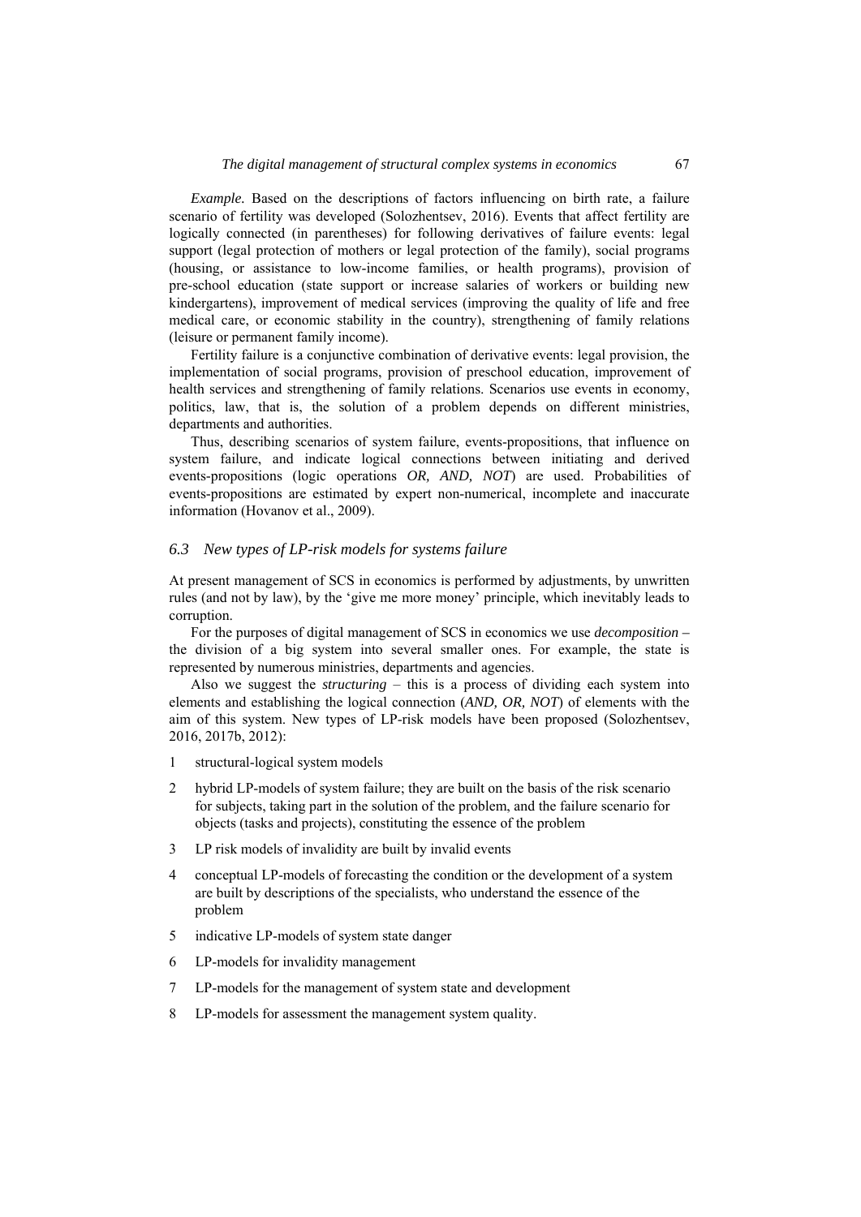*Example.* Based on the descriptions of factors influencing on birth rate, a failure scenario of fertility was developed (Solozhentsev, 2016). Events that affect fertility are logically connected (in parentheses) for following derivatives of failure events: legal support (legal protection of mothers or legal protection of the family), social programs (housing, or assistance to low-income families, or health programs), provision of pre-school education (state support or increase salaries of workers or building new kindergartens), improvement of medical services (improving the quality of life and free medical care, or economic stability in the country), strengthening of family relations (leisure or permanent family income).

Fertility failure is a conjunctive combination of derivative events: legal provision, the implementation of social programs, provision of preschool education, improvement of health services and strengthening of family relations. Scenarios use events in economy, politics, law, that is, the solution of a problem depends on different ministries, departments and authorities.

Thus, describing scenarios of system failure, events-propositions, that influence on system failure, and indicate logical connections between initiating and derived events-propositions (logic operations *OR, AND, NOT*) are used. Probabilities of events-propositions are estimated by expert non-numerical, incomplete and inaccurate information (Hovanov et al., 2009).

### *6.3 New types of LP-risk models for systems failure*

At present management of SCS in economics is performed by adjustments, by unwritten rules (and not by law), by the 'give me more money' principle, which inevitably leads to corruption.

For the purposes of digital management of SCS in economics we use *decomposition* – the division of a big system into several smaller ones. For example, the state is represented by numerous ministries, departments and agencies.

Also we suggest the *structuring* – this is a process of dividing each system into elements and establishing the logical connection (*AND, OR, NOT*) of elements with the aim of this system. New types of LP-risk models have been proposed (Solozhentsev, 2016, 2017b, 2012):

1 structural-logical system models

2 hybrid LP-models of system failure; they are built on the basis of the risk scenario for subjects, taking part in the solution of the problem, and the failure scenario for objects (tasks and projects), constituting the essence of the problem

3 LP risk models of invalidity are built by invalid events

4 conceptual LP-models of forecasting the condition or the development of a system are built by descriptions of the specialists, who understand the essence of the problem

5 indicative LP-models of system state danger

6 LP-models for invalidity management

7 LP-models for the management of system state and development

8 LP-models for assessment the management system quality.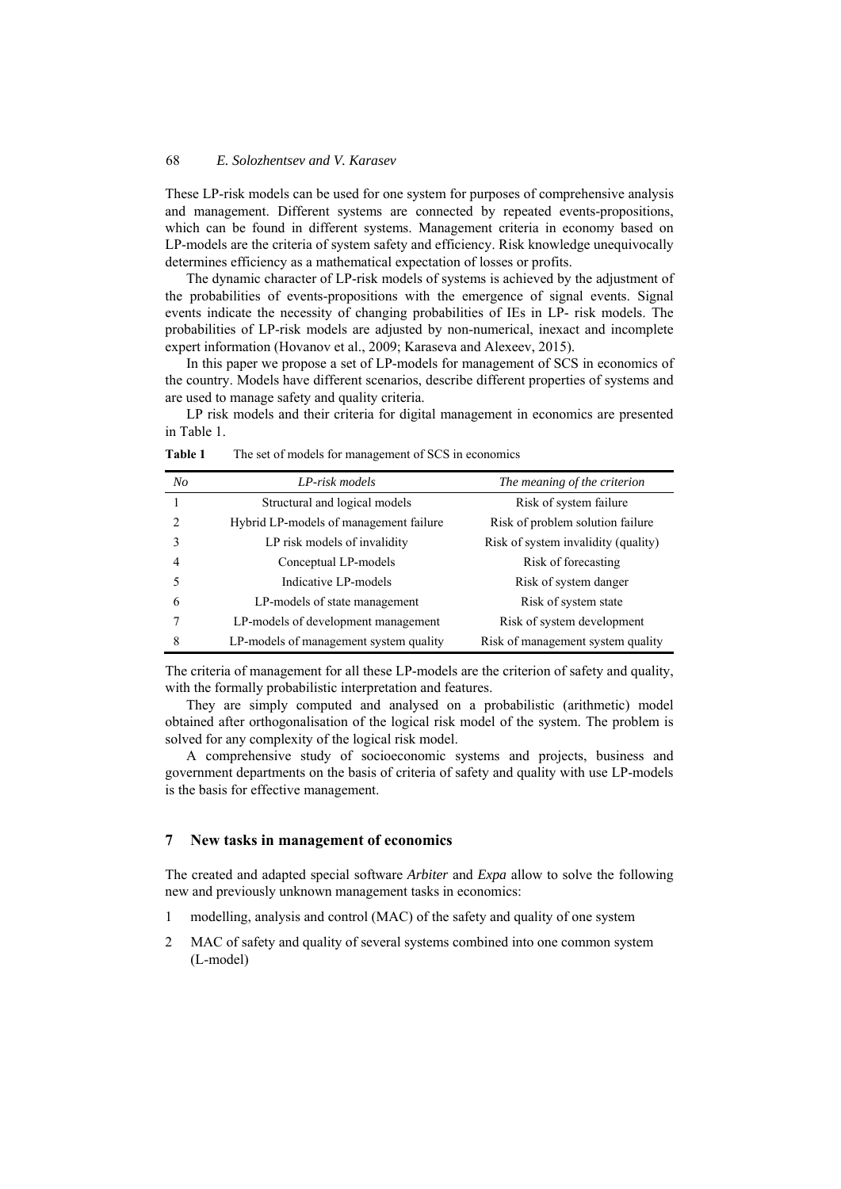These LP-risk models can be used for one system for purposes of comprehensive analysis and management. Different systems are connected by repeated events-propositions, which can be found in different systems. Management criteria in economy based on LP-models are the criteria of system safety and efficiency. Risk knowledge unequivocally determines efficiency as a mathematical expectation of losses or profits.

The dynamic character of LP-risk models of systems is achieved by the adjustment of the probabilities of events-propositions with the emergence of signal events. Signal events indicate the necessity of changing probabilities of IEs in LP- risk models. The probabilities of LP-risk models are adjusted by non-numerical, inexact and incomplete expert information (Hovanov et al., 2009; Karaseva and Alexeev, 2015).

In this paper we propose a set of LP-models for management of SCS in economics of the country. Models have different scenarios, describe different properties of systems and are used to manage safety and quality criteria.

LP risk models and their criteria for digital management in economics are presented in Table 1.

**Table 1** The set of models for management of SCS in economics

| *No* | *LP-risk models* | *The meaning of the criterion* |
|---|---|---|
| 1 | Structural and logical models | Risk of system failure |
| 2 | Hybrid LP-models of management failure | Risk of problem solution failure |
| 3 | LP risk models of invalidity | Risk of system invalidity (quality) |
| 4 | Conceptual LP-models | Risk of forecasting |
| 5 | Indicative LP-models | Risk of system danger |
| 6 | LP-models of state management | Risk of system state |
| 7 | LP-models of development management | Risk of system development |
| 8 | LP-models of management system quality | Risk of management system quality |

The criteria of management for all these LP-models are the criterion of safety and quality, with the formally probabilistic interpretation and features.

They are simply computed and analysed on a probabilistic (arithmetic) model obtained after orthogonalisation of the logical risk model of the system. The problem is solved for any complexity of the logical risk model.

A comprehensive study of socioeconomic systems and projects, business and government departments on the basis of criteria of safety and quality with use LP-models is the basis for effective management.

## 7 New tasks in management of economics

The created and adapted special software *Arbiter* and *Expa* allow to solve the following new and previously unknown management tasks in economics:

1. modelling, analysis and control (MAC) of the safety and quality of one system
2. MAC of safety and quality of several systems combined into one common system (L-model)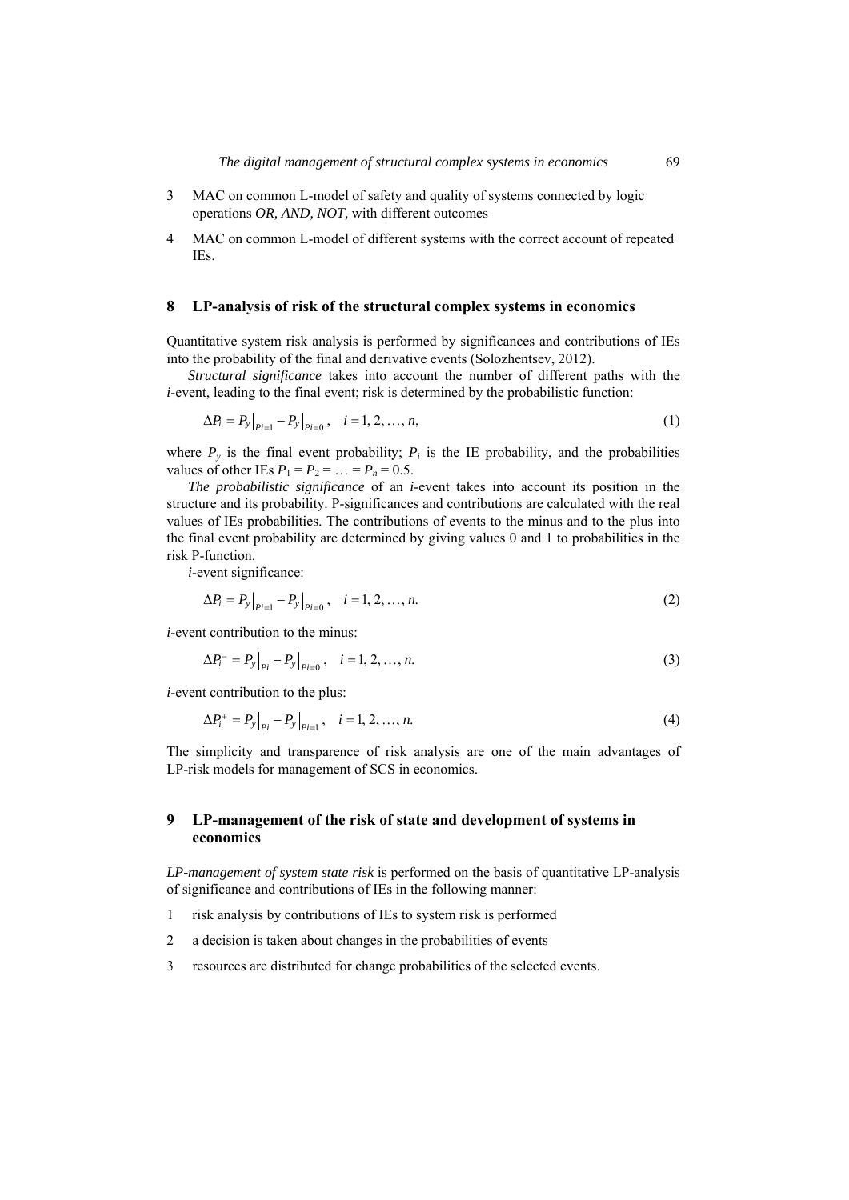3. MAC on common L-model of safety and quality of systems connected by logic operations *OR, AND, NOT,* with different outcomes
4. MAC on common L-model of different systems with the correct account of repeated IEs.

## 8 LP-analysis of risk of the structural complex systems in economics

Quantitative system risk analysis is performed by significances and contributions of IEs into the probability of the final and derivative events (Solozhentsev, 2012).

*Structural significance* takes into account the number of different paths with the *i*-event, leading to the final event; risk is determined by the probabilistic function:

$$\Delta P_i = P_y\big|_{Pi=1} - P_y\big|_{Pi=0}, \quad i = 1, 2, \ldots, n, \tag{1}$$

where $P_y$ is the final event probability; $P_i$ is the IE probability, and the probabilities values of other IEs $P_1 = P_2 = \ldots = P_n = 0.5$.

*The probabilistic significance* of an *i*-event takes into account its position in the structure and its probability. P-significances and contributions are calculated with the real values of IEs probabilities. The contributions of events to the minus and to the plus into the final event probability are determined by giving values 0 and 1 to probabilities in the risk P-function.

***i***-event significance:

$$\Delta P_i = P_y\big|_{Pi=1} - P_y\big|_{Pi=0}, \quad i = 1, 2, \ldots, n. \tag{2}$$

***i***-event contribution to the minus:

$$\Delta P_i^- = P_y\big|_{Pi} - P_y\big|_{Pi=0}, \quad i = 1, 2, \ldots, n. \tag{3}$$

***i***-event contribution to the plus:

$$\Delta P_i^+ = P_y\big|_{Pi} - P_y\big|_{Pi=1}, \quad i = 1, 2, \ldots, n. \tag{4}$$

The simplicity and transparence of risk analysis are one of the main advantages of LP-risk models for management of SCS in economics.

## 9 LP-management of the risk of state and development of systems in economics

*LP-management of system state risk* is performed on the basis of quantitative LP-analysis of significance and contributions of IEs in the following manner:

1. risk analysis by contributions of IEs to system risk is performed
2. a decision is taken about changes in the probabilities of events
3. resources are distributed for change probabilities of the selected events.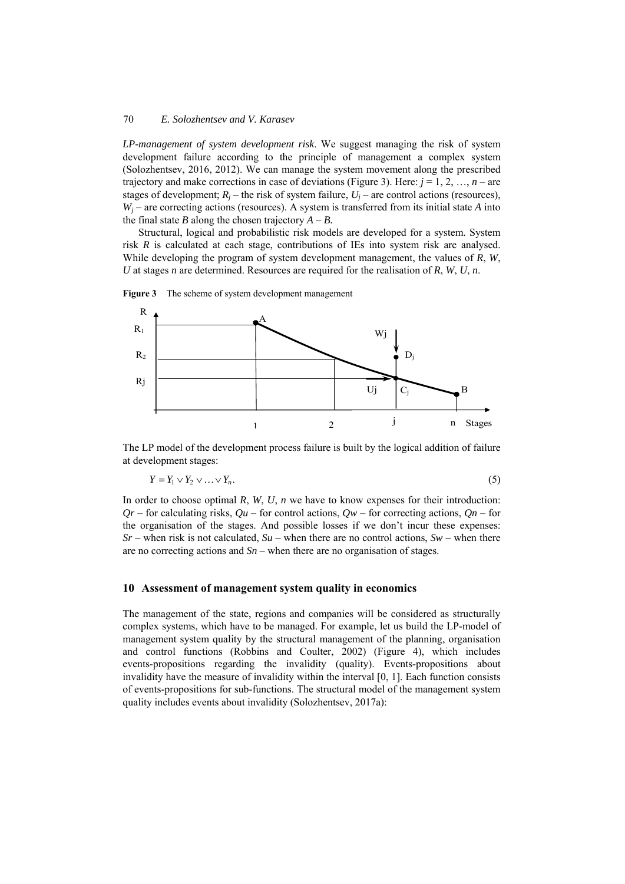*LP-management of system development risk*. We suggest managing the risk of system development failure according to the principle of management a complex system (Solozhentsev, 2016, 2012). We can manage the system movement along the prescribed trajectory and make corrections in case of deviations (Figure 3). Here: $j = 1, 2, \ldots, n$ – are stages of development; $R_j$ – the risk of system failure, $U_j$ – are control actions (resources), $W_j$ – are correcting actions (resources). A system is transferred from its initial state $A$ into the final state $B$ along the chosen trajectory $A – B$.

Structural, logical and probabilistic risk models are developed for a system. System risk $R$ is calculated at each stage, contributions of IEs into system risk are analysed. While developing the program of system development management, the values of $R$, $W$, $U$ at stages $n$ are determined. Resources are required for the realisation of $R$, $W$, $U$, $n$.

**Figure 3** The scheme of system development management

The LP model of the development process failure is built by the logical addition of failure at development stages:

$$Y = Y_1 \vee Y_2 \vee \ldots \vee Y_n. \tag{5}$$

In order to choose optimal $R$, $W$, $U$, $n$ we have to know expenses for their introduction: $Qr$ – for calculating risks, $Qu$ – for control actions, $Qw$ – for correcting actions, $Qn$ – for the organisation of the stages. And possible losses if we don't incur these expenses: $Sr$ – when risk is not calculated, $Su$ – when there are no control actions, $Sw$ – when there are no correcting actions and $Sn$ – when there are no organisation of stages.

## 10 Assessment of management system quality in economics

The management of the state, regions and companies will be considered as structurally complex systems, which have to be managed. For example, let us build the LP-model of management system quality by the structural management of the planning, organisation and control functions (Robbins and Coulter, 2002) (Figure 4), which includes events-propositions regarding the invalidity (quality). Events-propositions about invalidity have the measure of invalidity within the interval [0, 1]. Each function consists of events-propositions for sub-functions. The structural model of the management system quality includes events about invalidity (Solozhentsev, 2017a):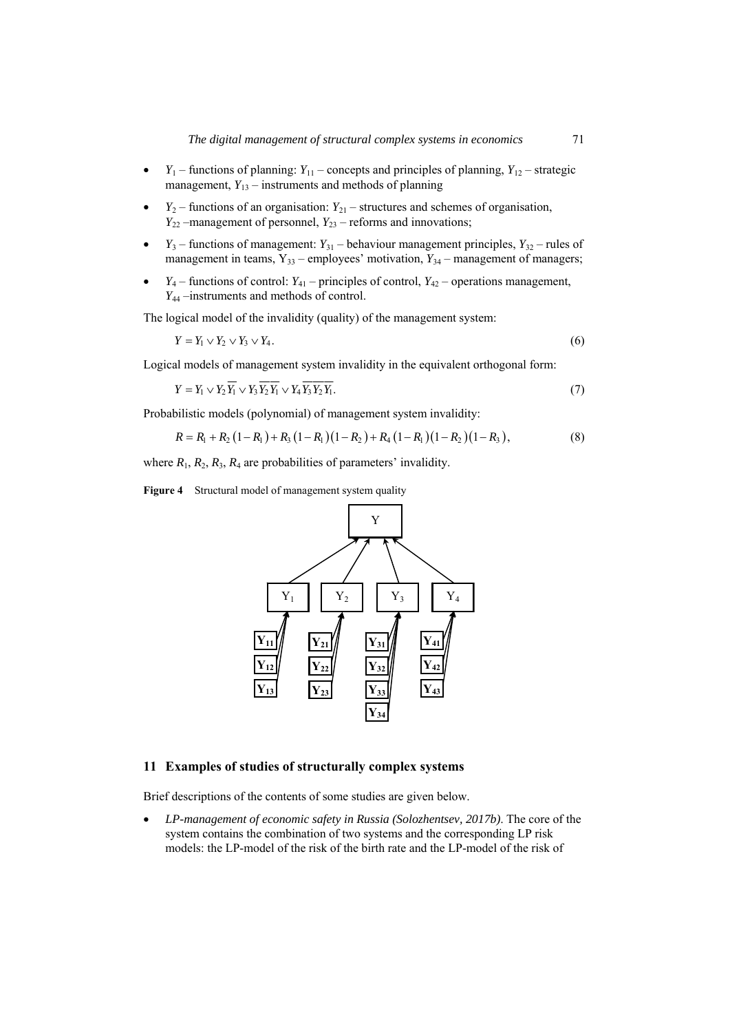- $Y_1$ – functions of planning: $Y_{11}$ – concepts and principles of planning, $Y_{12}$ – strategic management, $Y_{13}$ – instruments and methods of planning
- $Y_2$ – functions of an organisation: $Y_{21}$ – structures and schemes of organisation, $Y_{22}$ –management of personnel, $Y_{23}$ – reforms and innovations;
- $Y_3$ – functions of management: $Y_{31}$ – behaviour management principles, $Y_{32}$ – rules of management in teams, $Y_{33}$ – employees' motivation, $Y_{34}$ – management of managers;
- $Y_4$ – functions of control: $Y_{41}$ – principles of control, $Y_{42}$ – operations management, $Y_{44}$ –instruments and methods of control.

The logical model of the invalidity (quality) of the management system:

$$Y = Y_1 \vee Y_2 \vee Y_3 \vee Y_4. \tag{6}$$

Logical models of management system invalidity in the equivalent orthogonal form:

$$Y = Y_1 \vee Y_2 \overline{Y_1} \vee Y_3 \overline{Y_2 Y_1} \vee Y_4 \overline{Y_3 Y_2 Y_1}. \tag{7}$$

Probabilistic models (polynomial) of management system invalidity:

$$R = R_1 + R_2(1 - R_1) + R_3(1 - R_1)(1 - R_2) + R_4(1 - R_1)(1 - R_2)(1 - R_3), \tag{8}$$

where $R_1$, $R_2$, $R_3$, $R_4$ are probabilities of parameters' invalidity.

**Figure 4** Structural model of management system quality

## 11 Examples of studies of structurally complex systems

Brief descriptions of the contents of some studies are given below.

- *LP-management of economic safety in Russia (Solozhentsev, 2017b).* The core of the system contains the combination of two systems and the corresponding LP risk models: the LP-model of the risk of the birth rate and the LP-model of the risk of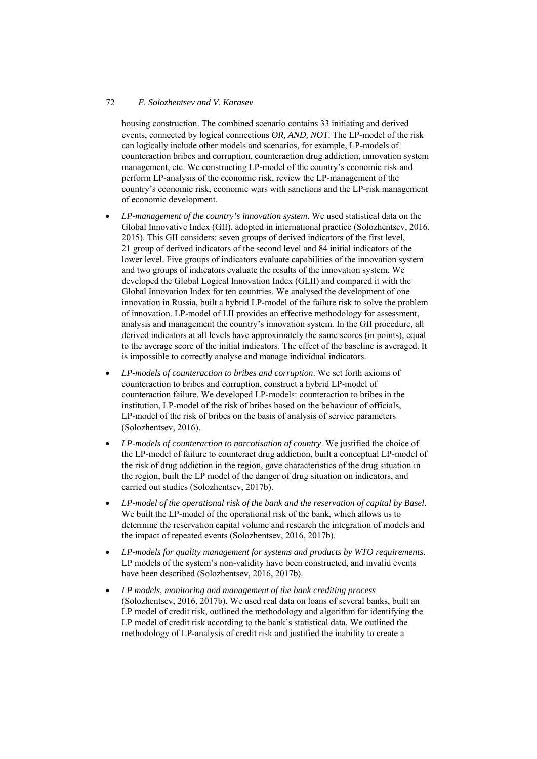housing construction. The combined scenario contains 33 initiating and derived events, connected by logical connections *OR, AND, NOT*. The LP-model of the risk can logically include other models and scenarios, for example, LP-models of counteraction bribes and corruption, counteraction drug addiction, innovation system management, etc. We constructing LP-model of the country's economic risk and perform LP-analysis of the economic risk, review the LP-management of the country's economic risk, economic wars with sanctions and the LP-risk management of economic development.

- *LP-management of the country's innovation system*. We used statistical data on the Global Innovative Index (GII), adopted in international practice (Solozhentsev, 2016, 2015). This GII considers: seven groups of derived indicators of the first level, 21 group of derived indicators of the second level and 84 initial indicators of the lower level. Five groups of indicators evaluate capabilities of the innovation system and two groups of indicators evaluate the results of the innovation system. We developed the Global Logical Innovation Index (GLII) and compared it with the Global Innovation Index for ten countries. We analysed the development of one innovation in Russia, built a hybrid LP-model of the failure risk to solve the problem of innovation. LP-model of LII provides an effective methodology for assessment, analysis and management the country's innovation system. In the GII procedure, all derived indicators at all levels have approximately the same scores (in points), equal to the average score of the initial indicators. The effect of the baseline is averaged. It is impossible to correctly analyse and manage individual indicators.
- *LP-models of counteraction to bribes and corruption*. We set forth axioms of counteraction to bribes and corruption, construct a hybrid LP-model of counteraction failure. We developed LP-models: counteraction to bribes in the institution, LP-model of the risk of bribes based on the behaviour of officials, LP-model of the risk of bribes on the basis of analysis of service parameters (Solozhentsev, 2016).
- *LP-models of counteraction to narcotisation of country*. We justified the choice of the LP-model of failure to counteract drug addiction, built a conceptual LP-model of the risk of drug addiction in the region, gave characteristics of the drug situation in the region, built the LP model of the danger of drug situation on indicators, and carried out studies (Solozhentsev, 2017b).
- *LP-model of the operational risk of the bank and the reservation of capital by Basel*. We built the LP-model of the operational risk of the bank, which allows us to determine the reservation capital volume and research the integration of models and the impact of repeated events (Solozhentsev, 2016, 2017b).
- *LP-models for quality management for systems and products by WTO requirements*. LP models of the system's non-validity have been constructed, and invalid events have been described (Solozhentsev, 2016, 2017b).
- *LP models, monitoring and management of the bank crediting process* (Solozhentsev, 2016, 2017b). We used real data on loans of several banks, built an LP model of credit risk, outlined the methodology and algorithm for identifying the LP model of credit risk according to the bank's statistical data. We outlined the methodology of LP-analysis of credit risk and justified the inability to create a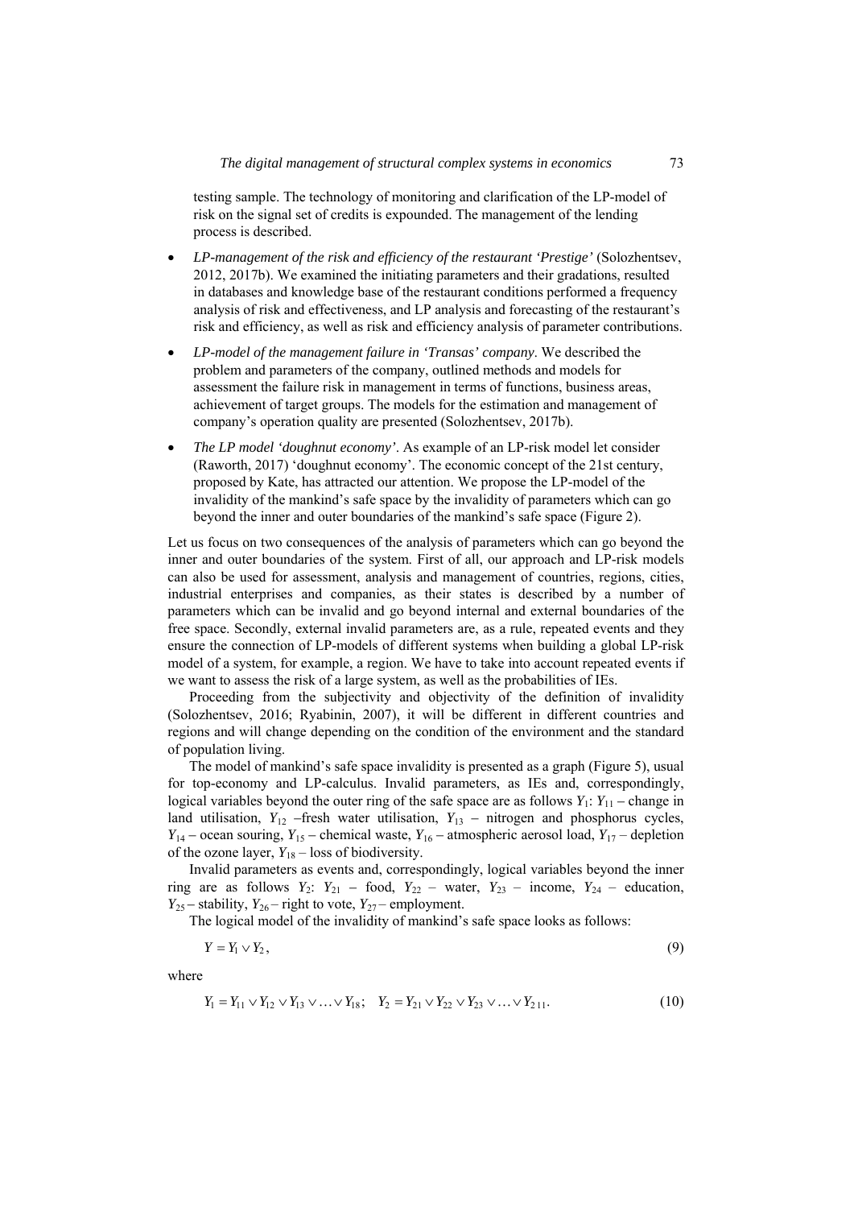testing sample. The technology of monitoring and clarification of the LP-model of risk on the signal set of credits is expounded. The management of the lending process is described.

- *LP-management of the risk and efficiency of the restaurant 'Prestige'* (Solozhentsev, 2012, 2017b). We examined the initiating parameters and their gradations, resulted in databases and knowledge base of the restaurant conditions performed a frequency analysis of risk and effectiveness, and LP analysis and forecasting of the restaurant's risk and efficiency, as well as risk and efficiency analysis of parameter contributions.
- *LP-model of the management failure in 'Transas' company*. We described the problem and parameters of the company, outlined methods and models for assessment the failure risk in management in terms of functions, business areas, achievement of target groups. The models for the estimation and management of company's operation quality are presented (Solozhentsev, 2017b).
- *The LP model 'doughnut economy'*. As example of an LP-risk model let consider (Raworth, 2017) 'doughnut economy'. The economic concept of the 21st century, proposed by Kate, has attracted our attention. We propose the LP-model of the invalidity of the mankind's safe space by the invalidity of parameters which can go beyond the inner and outer boundaries of the mankind's safe space (Figure 2).

Let us focus on two consequences of the analysis of parameters which can go beyond the inner and outer boundaries of the system. First of all, our approach and LP-risk models can also be used for assessment, analysis and management of countries, regions, cities, industrial enterprises and companies, as their states is described by a number of parameters which can be invalid and go beyond internal and external boundaries of the free space. Secondly, external invalid parameters are, as a rule, repeated events and they ensure the connection of LP-models of different systems when building a global LP-risk model of a system, for example, a region. We have to take into account repeated events if we want to assess the risk of a large system, as well as the probabilities of IEs.

Proceeding from the subjectivity and objectivity of the definition of invalidity (Solozhentsev, 2016; Ryabinin, 2007), it will be different in different countries and regions and will change depending on the condition of the environment and the standard of population living.

The model of mankind's safe space invalidity is presented as a graph (Figure 5), usual for top-economy and LP-calculus. Invalid parameters, as IEs and, correspondingly, logical variables beyond the outer ring of the safe space are as follows $Y_1$: $Y_{11}$ – change in land utilisation, $Y_{12}$ –fresh water utilisation, $Y_{13}$ – nitrogen and phosphorus cycles, $Y_{14}$ – ocean souring, $Y_{15}$ – chemical waste, $Y_{16}$ – atmospheric aerosol load, $Y_{17}$ – depletion of the ozone layer, $Y_{18}$ – loss of biodiversity.

Invalid parameters as events and, correspondingly, logical variables beyond the inner ring are as follows $Y_2$: $Y_{21}$ – food, $Y_{22}$ – water, $Y_{23}$ – income, $Y_{24}$ – education, $Y_{25}$ – stability, $Y_{26}$ – right to vote, $Y_{27}$ – employment.

The logical model of the invalidity of mankind's safe space looks as follows:

$$Y = Y_1 \vee Y_2, \tag{9}$$

where

$$Y_1 = Y_{11} \vee Y_{12} \vee Y_{13} \vee \ldots \vee Y_{18}; \quad Y_2 = Y_{21} \vee Y_{22} \vee Y_{23} \vee \ldots \vee Y_{2\,11}. \tag{10}$$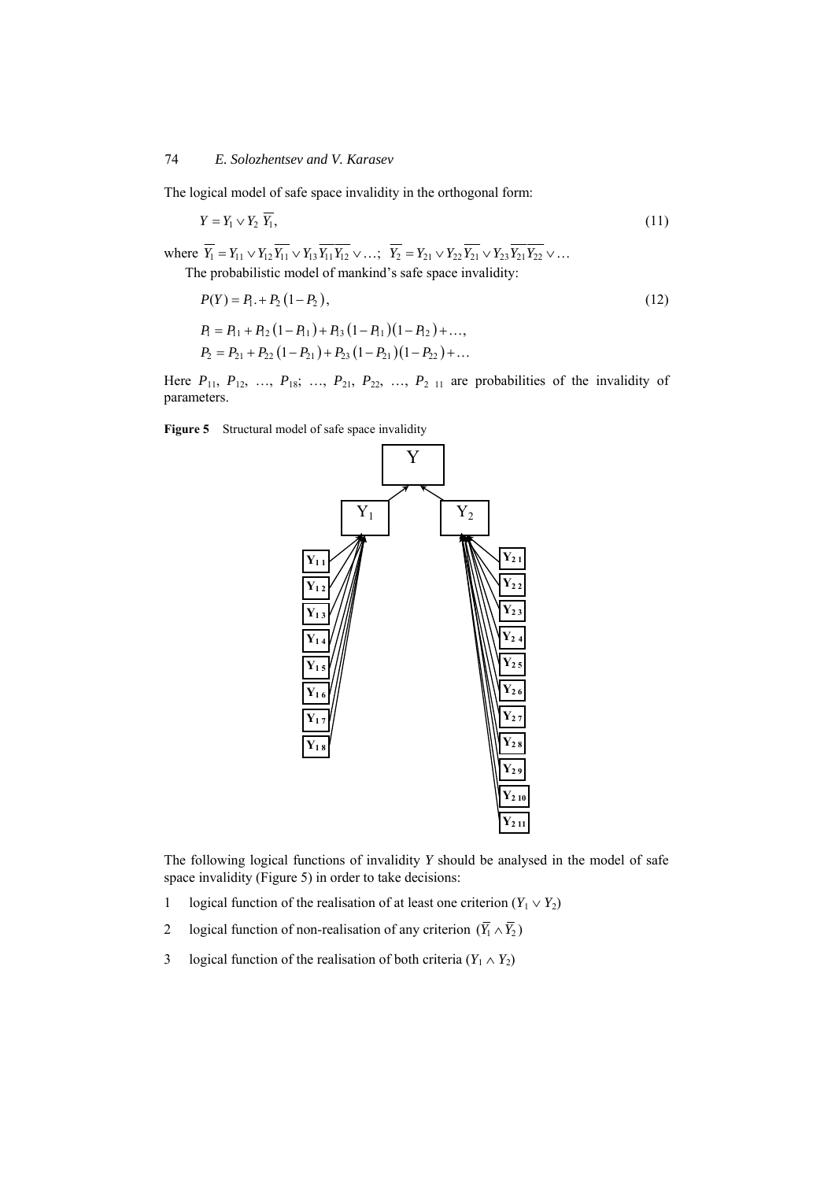The logical model of safe space invalidity in the orthogonal form:

$$Y = Y_1 \vee Y_2\, \overline{Y_1}, \tag{11}$$

where $\overline{Y_1} = Y_{11} \vee Y_{12}\, \overline{Y_{11}} \vee Y_{13}\, \overline{Y_{11}\, Y_{12}} \vee \ldots$; $\overline{Y_2} = Y_{21} \vee Y_{22}\, \overline{Y_{21}} \vee Y_{23}\, \overline{Y_{21}}\, \overline{Y_{22}} \vee \ldots$

The probabilistic model of mankind's safe space invalidity:

$$P(Y) = P_1. + P_2\left(1 - P_2\right), \tag{12}$$

$$P_1 = P_{11} + P_{12}\left(1 - P_{11}\right) + P_{13}\left(1 - P_{11}\right)\left(1 - P_{12}\right) + \ldots,$$

$$P_2 = P_{21} + P_{22}\left(1 - P_{21}\right) + P_{23}\left(1 - P_{21}\right)\left(1 - P_{22}\right) + \ldots$$

Here $P_{11}$, $P_{12}$, …, $P_{18}$; …, $P_{21}$, $P_{22}$, …, $P_{2\ 11}$ are probabilities of the invalidity of parameters.

**Figure 5** Structural model of safe space invalidity

Y

$Y_1$ $Y_2$

$Y_{1\,1}$ $Y_{1\,2}$ $Y_{1\,3}$ $Y_{1\,4}$ $Y_{1\,5}$ $Y_{1\,6}$ $Y_{1\,7}$ $Y_{1\,8}$

$Y_{2\,1}$ $Y_{2\,2}$ $Y_{2\,3}$ $Y_{2\,4}$ $Y_{2\,5}$ $Y_{2\,6}$ $Y_{2\,7}$ $Y_{2\,8}$ $Y_{2\,9}$ $Y_{2\,10}$ $Y_{2\,11}$

The following logical functions of invalidity $Y$ should be analysed in the model of safe space invalidity (Figure 5) in order to take decisions:

1. logical function of the realisation of at least one criterion ($Y_1 \vee Y_2$)
2. logical function of non-realisation of any criterion ($\overline{Y_1} \wedge \overline{Y_2}$)
3. logical function of the realisation of both criteria ($Y_1 \wedge Y_2$)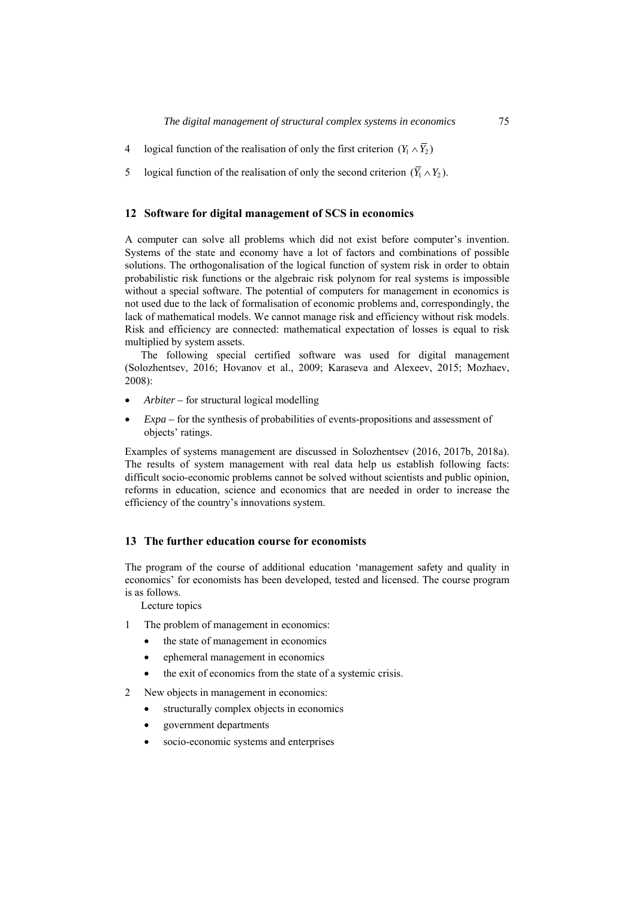4 logical function of the realisation of only the first criterion $(Y_1 \wedge \overline{Y_2})$

5 logical function of the realisation of only the second criterion $(\overline{Y_1} \wedge Y_2)$.

## 12 Software for digital management of SCS in economics

A computer can solve all problems which did not exist before computer's invention. Systems of the state and economy have a lot of factors and combinations of possible solutions. The orthogonalisation of the logical function of system risk in order to obtain probabilistic risk functions or the algebraic risk polynom for real systems is impossible without a special software. The potential of computers for management in economics is not used due to the lack of formalisation of economic problems and, correspondingly, the lack of mathematical models. We cannot manage risk and efficiency without risk models. Risk and efficiency are connected: mathematical expectation of losses is equal to risk multiplied by system assets.

The following special certified software was used for digital management (Solozhentsev, 2016; Hovanov et al., 2009; Karaseva and Alexeev, 2015; Mozhaev, 2008):

- *Arbiter* – for structural logical modelling
- *Expa* – for the synthesis of probabilities of events-propositions and assessment of objects' ratings.

Examples of systems management are discussed in Solozhentsev (2016, 2017b, 2018a). The results of system management with real data help us establish following facts: difficult socio-economic problems cannot be solved without scientists and public opinion, reforms in education, science and economics that are needed in order to increase the efficiency of the country's innovations system.

## 13 The further education course for economists

The program of the course of additional education 'management safety and quality in economics' for economists has been developed, tested and licensed. The course program is as follows.

Lecture topics

1 The problem of management in economics:
   - the state of management in economics
   - ephemeral management in economics
   - the exit of economics from the state of a systemic crisis.

2 New objects in management in economics:
   - structurally complex objects in economics
   - government departments
   - socio-economic systems and enterprises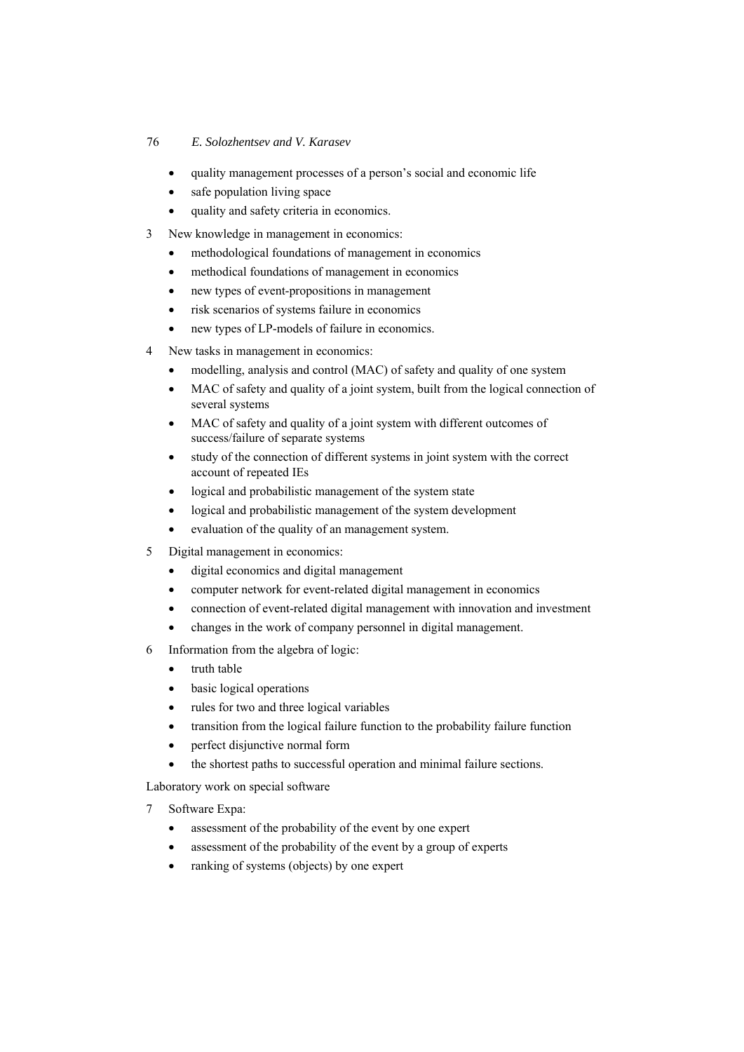- quality management processes of a person's social and economic life
- safe population living space
- quality and safety criteria in economics.

3 New knowledge in management in economics:
   - methodological foundations of management in economics
   - methodical foundations of management in economics
   - new types of event-propositions in management
   - risk scenarios of systems failure in economics
   - new types of LP-models of failure in economics.

4 New tasks in management in economics:
   - modelling, analysis and control (MAC) of safety and quality of one system
   - MAC of safety and quality of a joint system, built from the logical connection of several systems
   - MAC of safety and quality of a joint system with different outcomes of success/failure of separate systems
   - study of the connection of different systems in joint system with the correct account of repeated IEs
   - logical and probabilistic management of the system state
   - logical and probabilistic management of the system development
   - evaluation of the quality of an management system.

5 Digital management in economics:
   - digital economics and digital management
   - computer network for event-related digital management in economics
   - connection of event-related digital management with innovation and investment
   - changes in the work of company personnel in digital management.

6 Information from the algebra of logic:
   - truth table
   - basic logical operations
   - rules for two and three logical variables
   - transition from the logical failure function to the probability failure function
   - perfect disjunctive normal form
   - the shortest paths to successful operation and minimal failure sections.

Laboratory work on special software

7 Software Expa:
   - assessment of the probability of the event by one expert
   - assessment of the probability of the event by a group of experts
   - ranking of systems (objects) by one expert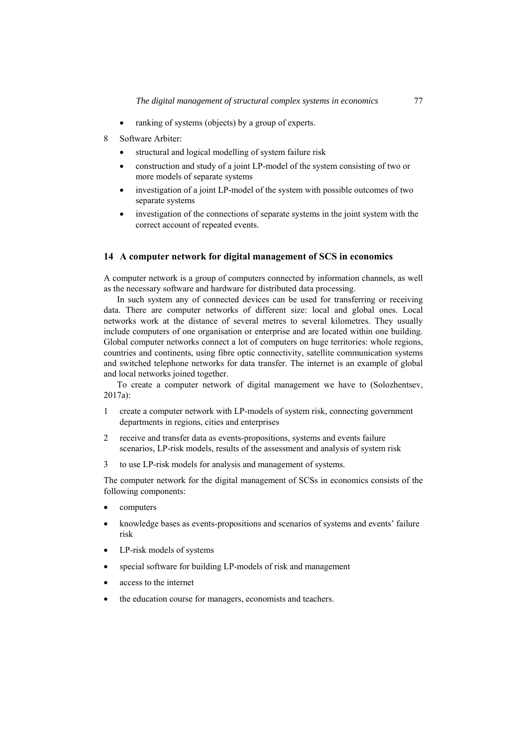- ranking of systems (objects) by a group of experts.

8 Software Arbiter:

   - structural and logical modelling of system failure risk
   - construction and study of a joint LP-model of the system consisting of two or more models of separate systems
   - investigation of a joint LP-model of the system with possible outcomes of two separate systems
   - investigation of the connections of separate systems in the joint system with the correct account of repeated events.

## 14 A computer network for digital management of SCS in economics

A computer network is a group of computers connected by information channels, as well as the necessary software and hardware for distributed data processing.

In such system any of connected devices can be used for transferring or receiving data. There are computer networks of different size: local and global ones. Local networks work at the distance of several metres to several kilometres. They usually include computers of one organisation or enterprise and are located within one building. Global computer networks connect a lot of computers on huge territories: whole regions, countries and continents, using fibre optic connectivity, satellite communication systems and switched telephone networks for data transfer. The internet is an example of global and local networks joined together.

To create a computer network of digital management we have to (Solozhentsev, 2017a):

1. create a computer network with LP-models of system risk, connecting government departments in regions, cities and enterprises
2. receive and transfer data as events-propositions, systems and events failure scenarios, LP-risk models, results of the assessment and analysis of system risk
3. to use LP-risk models for analysis and management of systems.

The computer network for the digital management of SCSs in economics consists of the following components:

- computers
- knowledge bases as events-propositions and scenarios of systems and events' failure risk
- LP-risk models of systems
- special software for building LP-models of risk and management
- access to the internet
- the education course for managers, economists and teachers.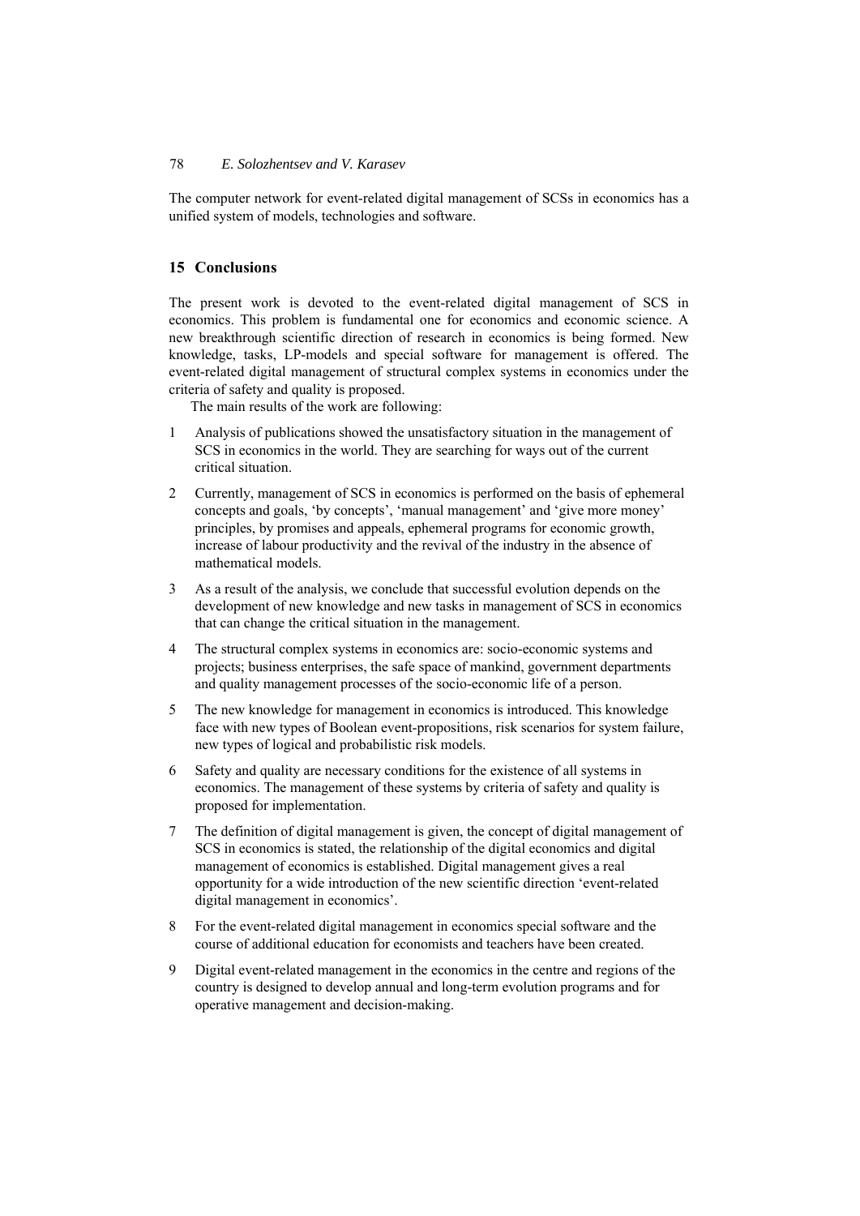The computer network for event-related digital management of SCSs in economics has a unified system of models, technologies and software.

## 15 Conclusions

The present work is devoted to the event-related digital management of SCS in economics. This problem is fundamental one for economics and economic science. A new breakthrough scientific direction of research in economics is being formed. New knowledge, tasks, LP-models and special software for management is offered. The event-related digital management of structural complex systems in economics under the criteria of safety and quality is proposed.

The main results of the work are following:

1. Analysis of publications showed the unsatisfactory situation in the management of SCS in economics in the world. They are searching for ways out of the current critical situation.
2. Currently, management of SCS in economics is performed on the basis of ephemeral concepts and goals, 'by concepts', 'manual management' and 'give more money' principles, by promises and appeals, ephemeral programs for economic growth, increase of labour productivity and the revival of the industry in the absence of mathematical models.
3. As a result of the analysis, we conclude that successful evolution depends on the development of new knowledge and new tasks in management of SCS in economics that can change the critical situation in the management.
4. The structural complex systems in economics are: socio-economic systems and projects; business enterprises, the safe space of mankind, government departments and quality management processes of the socio-economic life of a person.
5. The new knowledge for management in economics is introduced. This knowledge face with new types of Boolean event-propositions, risk scenarios for system failure, new types of logical and probabilistic risk models.
6. Safety and quality are necessary conditions for the existence of all systems in economics. The management of these systems by criteria of safety and quality is proposed for implementation.
7. The definition of digital management is given, the concept of digital management of SCS in economics is stated, the relationship of the digital economics and digital management of economics is established. Digital management gives a real opportunity for a wide introduction of the new scientific direction 'event-related digital management in economics'.
8. For the event-related digital management in economics special software and the course of additional education for economists and teachers have been created.
9. Digital event-related management in the economics in the centre and regions of the country is designed to develop annual and long-term evolution programs and for operative management and decision-making.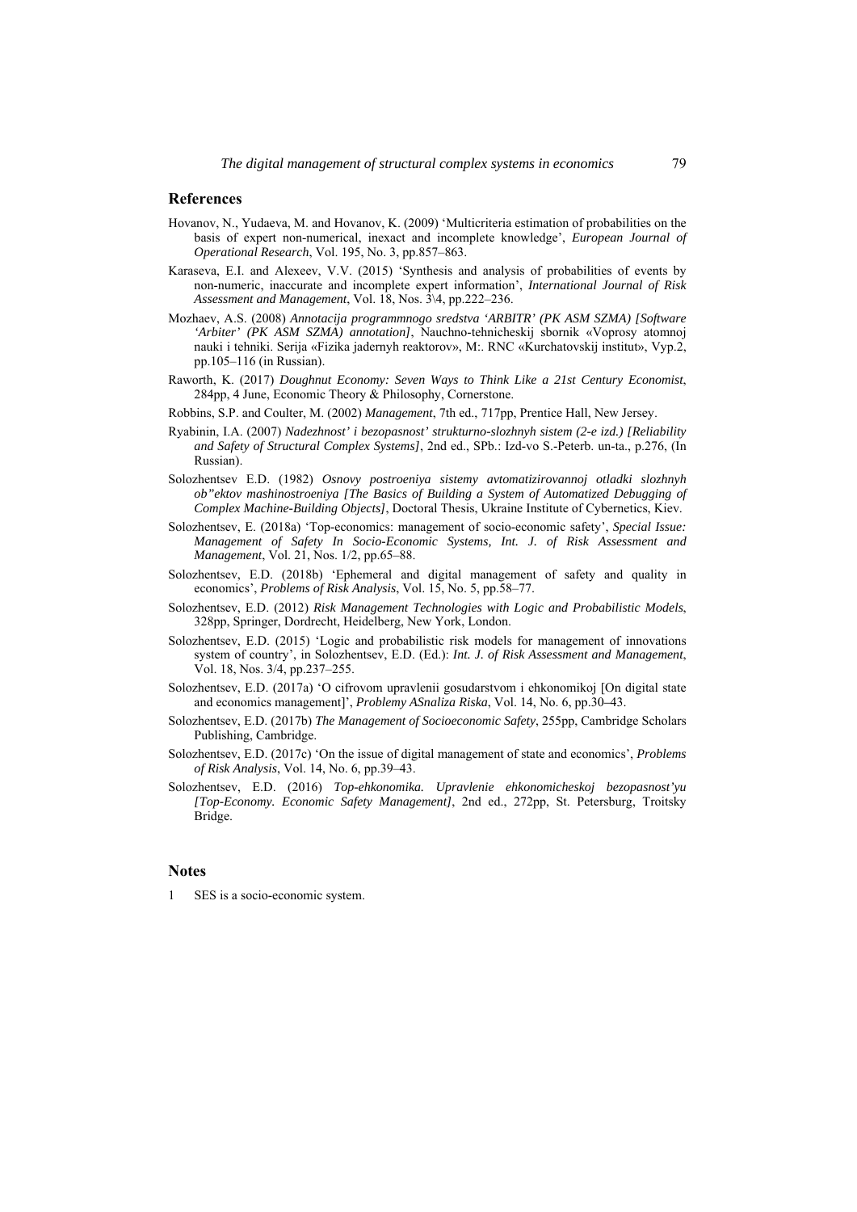## References

Hovanov, N., Yudaeva, M. and Hovanov, K. (2009) 'Multicriteria estimation of probabilities on the basis of expert non-numerical, inexact and incomplete knowledge', *European Journal of Operational Research*, Vol. 195, No. 3, pp.857–863.

Karaseva, E.I. and Alexeev, V.V. (2015) 'Synthesis and analysis of probabilities of events by non-numeric, inaccurate and incomplete expert information', *International Journal of Risk Assessment and Management*, Vol. 18, Nos. 3\4, pp.222–236.

Mozhaev, A.S. (2008) *Annotacija programmnogo sredstva 'ARBITR' (PK ASM SZMA) [Software 'Arbiter' (PK ASM SZMA) annotation]*, Nauchno-tehnicheskij sbornik «Voprosy atomnoj nauki i tehniki. Serija «Fizika jadernyh reaktorov», M:. RNC «Kurchatovskij institut», Vyp.2, pp.105–116 (in Russian).

Raworth, K. (2017) *Doughnut Economy: Seven Ways to Think Like a 21st Century Economist*, 284pp, 4 June, Economic Theory & Philosophy, Cornerstone.

Robbins, S.P. and Coulter, M. (2002) *Management*, 7th ed., 717pp, Prentice Hall, New Jersey.

Ryabinin, I.A. (2007) *Nadezhnost' i bezopasnost' strukturno-slozhnyh sistem (2-e izd.) [Reliability and Safety of Structural Complex Systems]*, 2nd ed., SPb.: Izd-vo S.-Peterb. un-ta., p.276, (In Russian).

Solozhentsev E.D. (1982) *Osnovy postroeniya sistemy avtomatizirovannoj otladki slozhnyh ob"ektov mashinostroeniya [The Basics of Building a System of Automatized Debugging of Complex Machine-Building Objects]*, Doctoral Thesis, Ukraine Institute of Cybernetics, Kiev.

Solozhentsev, E. (2018a) 'Top-economics: management of socio-economic safety', *Special Issue: Management of Safety In Socio-Economic Systems, Int. J. of Risk Assessment and Management*, Vol. 21, Nos. 1/2, pp.65–88.

Solozhentsev, E.D. (2018b) 'Ephemeral and digital management of safety and quality in economics', *Problems of Risk Analysis*, Vol. 15, No. 5, pp.58–77.

Solozhentsev, E.D. (2012) *Risk Management Technologies with Logic and Probabilistic Models*, 328pp, Springer, Dordrecht, Heidelberg, New York, London.

Solozhentsev, E.D. (2015) 'Logic and probabilistic risk models for management of innovations system of country', in Solozhentsev, E.D. (Ed.): *Int. J. of Risk Assessment and Management*, Vol. 18, Nos. 3/4, pp.237–255.

Solozhentsev, E.D. (2017a) 'O cifrovom upravlenii gosudarstvom i ehkonomikoj [On digital state and economics management]', *Problemy ASnaliza Riska*, Vol. 14, No. 6, pp.30–43.

Solozhentsev, E.D. (2017b) *The Management of Socioeconomic Safety*, 255pp, Cambridge Scholars Publishing, Cambridge.

Solozhentsev, E.D. (2017c) 'On the issue of digital management of state and economics', *Problems of Risk Analysis*, Vol. 14, No. 6, pp.39–43.

Solozhentsev, E.D. (2016) *Top-ehkonomika. Upravlenie ehkonomicheskoj bezopasnost'yu [Top-Economy. Economic Safety Management]*, 2nd ed., 272pp, St. Petersburg, Troitsky Bridge.

## Notes

1 SES is a socio-economic system.